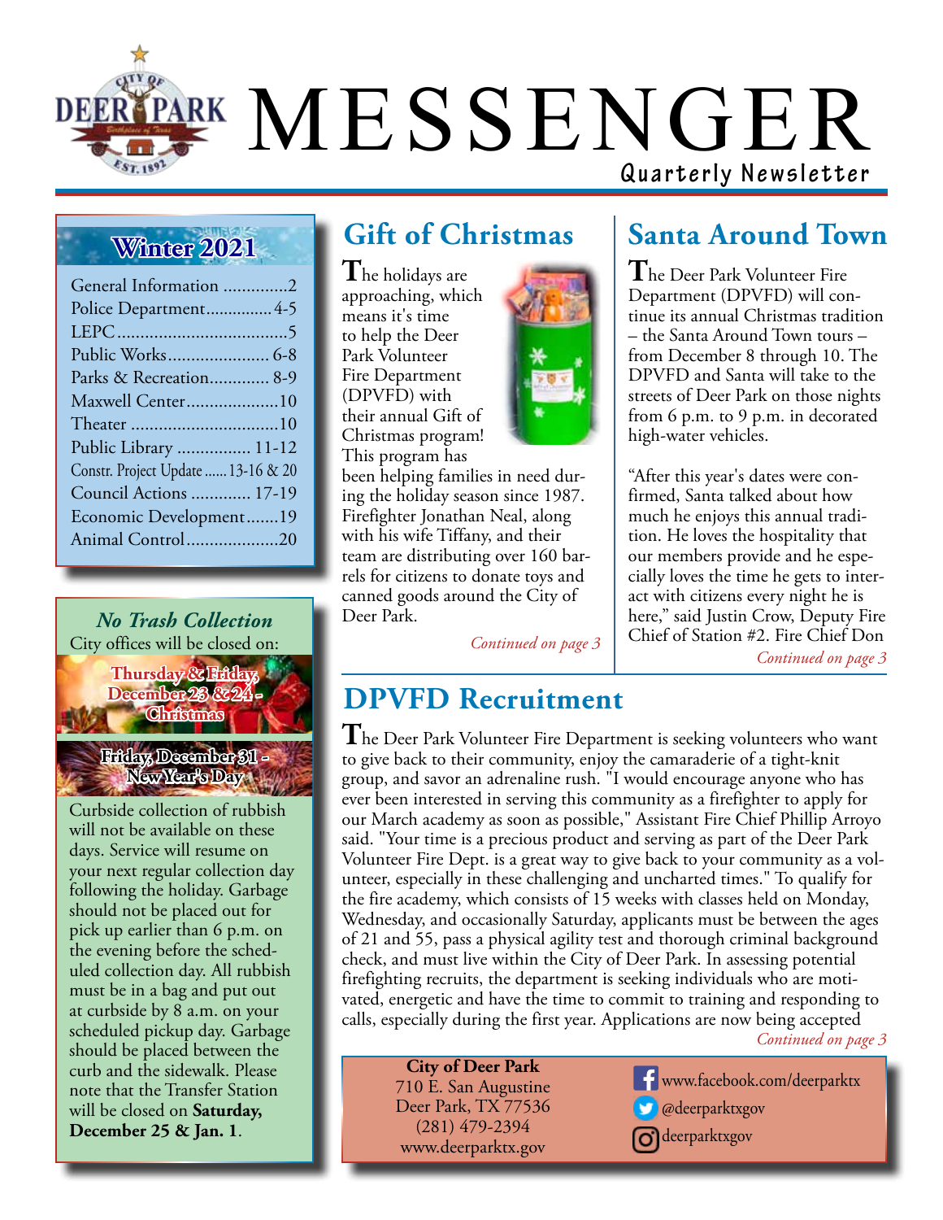# MESSENGER

**Quarterly Newsletter**

## Winter 2021

| | |
|---|---|
| General Information | 2 |
| Police Department | 4-5 |
| LEPC | 5 |
| Public Works | 6-8 |
| Parks & Recreation | 8-9 |
| Maxwell Center | 10 |
| Theater | 10 |
| Public Library | 11-12 |
| Constr. Project Update | 13-16 & 20 |
| Council Actions | 17-19 |
| Economic Development | 19 |
| Animal Control | 20 |

## *No Trash Collection*

City offices will be closed on:

**Thursday & Friday, December 23 & 24 - Christmas**

**Friday, December 31 - New Year's Day**

Curbside collection of rubbish will not be available on these days. Service will resume on your next regular collection day following the holiday. Garbage should not be placed out for pick up earlier than 6 p.m. on the evening before the scheduled collection day. All rubbish must be in a bag and put out at curbside by 8 a.m. on your scheduled pickup day. Garbage should be placed between the curb and the sidewalk. Please note that the Transfer Station will be closed on **Saturday, December 25 & Jan. 1**.

## Gift of Christmas

The holidays are approaching, which means it's time to help the Deer Park Volunteer Fire Department (DPVFD) with their annual Gift of Christmas program! This program has been helping families in need during the holiday season since 1987. Firefighter Jonathan Neal, along with his wife Tiffany, and their team are distributing over 160 barrels for citizens to donate toys and canned goods around the City of Deer Park.

*Continued on page 3*

## Santa Around Town

The Deer Park Volunteer Fire Department (DPVFD) will continue its annual Christmas tradition – the Santa Around Town tours – from December 8 through 10. The DPVFD and Santa will take to the streets of Deer Park on those nights from 6 p.m. to 9 p.m. in decorated high-water vehicles.

"After this year's dates were confirmed, Santa talked about how much he enjoys this annual tradition. He loves the hospitality that our members provide and he especially loves the time he gets to interact with citizens every night he is here," said Justin Crow, Deputy Fire Chief of Station #2. Fire Chief Don

*Continued on page 3*

## DPVFD Recruitment

The Deer Park Volunteer Fire Department is seeking volunteers who want to give back to their community, enjoy the camaraderie of a tight-knit group, and savor an adrenaline rush. "I would encourage anyone who has ever been interested in serving this community as a firefighter to apply for our March academy as soon as possible," Assistant Fire Chief Phillip Arroyo said. "Your time is a precious product and serving as part of the Deer Park Volunteer Fire Dept. is a great way to give back to your community as a volunteer, especially in these challenging and uncharted times." To qualify for the fire academy, which consists of 15 weeks with classes held on Monday, Wednesday, and occasionally Saturday, applicants must be between the ages of 21 and 55, pass a physical agility test and thorough criminal background check, and must live within the City of Deer Park. In assessing potential firefighting recruits, the department is seeking individuals who are motivated, energetic and have the time to commit to training and responding to calls, especially during the first year. Applications are now being accepted

*Continued on page 3*

**City of Deer Park**
710 E. San Augustine
Deer Park, TX 77536
(281) 479-2394
www.deerparktx.gov

www.facebook.com/deerparktx
@deerparktxgov
deerparktxgov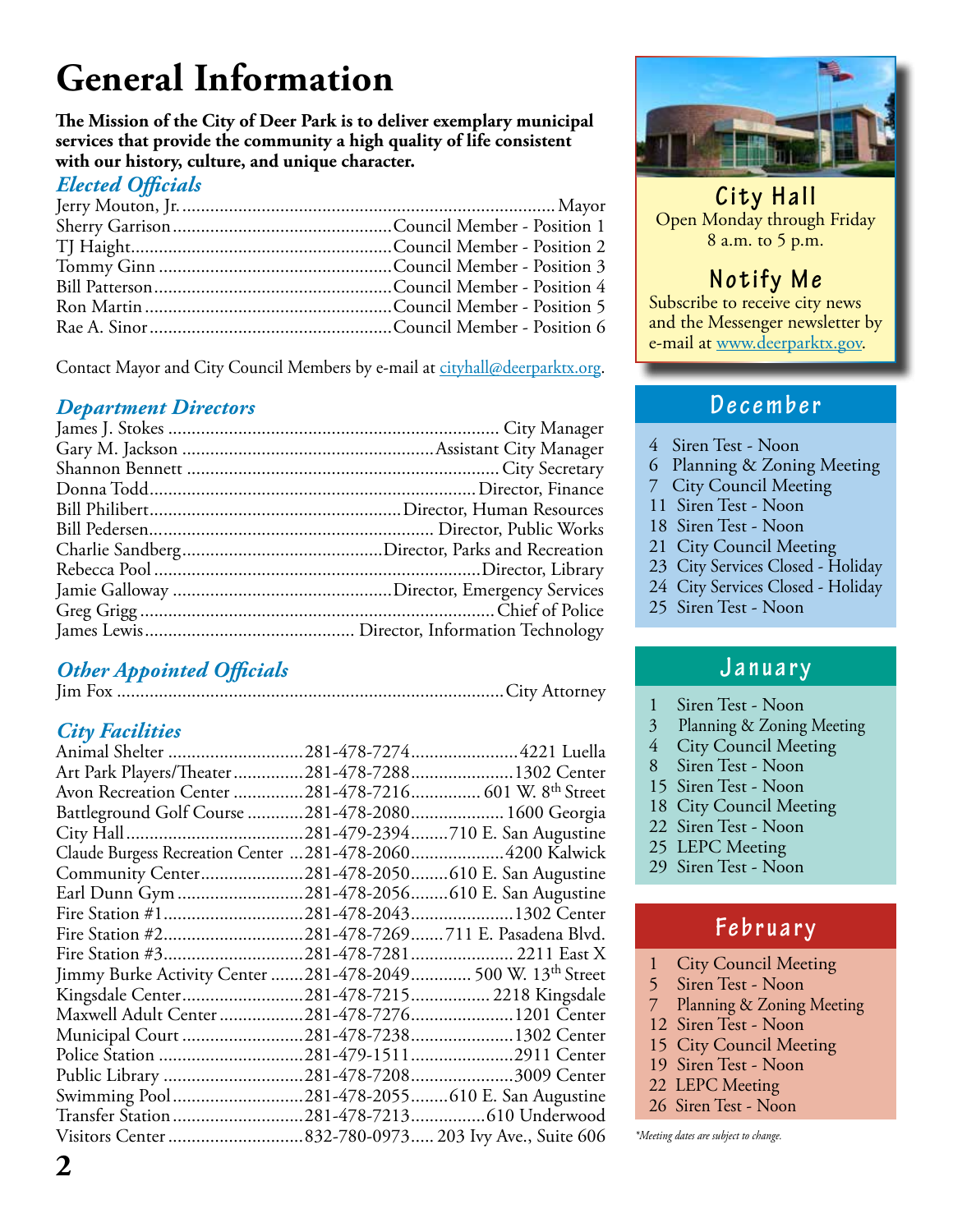# General Information

**The Mission of the City of Deer Park is to deliver exemplary municipal services that provide the community a high quality of life consistent with our history, culture, and unique character.**

### *Elected Officials*

| Name | Position |
|---|---|
| Jerry Mouton, Jr. | Mayor |
| Sherry Garrison | Council Member - Position 1 |
| TJ Haight | Council Member - Position 2 |
| Tommy Ginn | Council Member - Position 3 |
| Bill Patterson | Council Member - Position 4 |
| Ron Martin | Council Member - Position 5 |
| Rae A. Sinor | Council Member - Position 6 |

Contact Mayor and City Council Members by e-mail at cityhall@deerparktx.org.

### *Department Directors*

| Name | Position |
|---|---|
| James J. Stokes | City Manager |
| Gary M. Jackson | Assistant City Manager |
| Shannon Bennett | City Secretary |
| Donna Todd | Director, Finance |
| Bill Philibert | Director, Human Resources |
| Bill Pedersen | Director, Public Works |
| Charlie Sandberg | Director, Parks and Recreation |
| Rebecca Pool | Director, Library |
| Jamie Galloway | Director, Emergency Services |
| Greg Grigg | Chief of Police |
| James Lewis | Director, Information Technology |

### *Other Appointed Officials*

| Name | Position |
|---|---|
| Jim Fox | City Attorney |

### *City Facilities*

| Facility | Phone | Address |
|---|---|---|
| Animal Shelter | 281-478-7274 | 4221 Luella |
| Art Park Players/Theater | 281-478-7288 | 1302 Center |
| Avon Recreation Center | 281-478-7216 | 601 W. 8th Street |
| Battleground Golf Course | 281-478-2080 | 1600 Georgia |
| City Hall | 281-479-2394 | 710 E. San Augustine |
| Claude Burgess Recreation Center | 281-478-2060 | 4200 Kalwick |
| Community Center | 281-478-2050 | 610 E. San Augustine |
| Earl Dunn Gym | 281-478-2056 | 610 E. San Augustine |
| Fire Station #1 | 281-478-2043 | 1302 Center |
| Fire Station #2 | 281-478-7269 | 711 E. Pasadena Blvd. |
| Fire Station #3 | 281-478-7281 | 2211 East X |
| Jimmy Burke Activity Center | 281-478-2049 | 500 W. 13th Street |
| Kingsdale Center | 281-478-7215 | 2218 Kingsdale |
| Maxwell Adult Center | 281-478-7276 | 1201 Center |
| Municipal Court | 281-478-7238 | 1302 Center |
| Police Station | 281-479-1511 | 2911 Center |
| Public Library | 281-478-7208 | 3009 Center |
| Swimming Pool | 281-478-2055 | 610 E. San Augustine |
| Transfer Station | 281-478-7213 | 610 Underwood |
| Visitors Center | 832-780-0973 | 203 Ivy Ave., Suite 606 |

## City Hall

Open Monday through Friday
8 a.m. to 5 p.m.

## Notify Me

Subscribe to receive city news and the Messenger newsletter by e-mail at www.deerparktx.gov.

## December

- 4 Siren Test - Noon
- 6 Planning & Zoning Meeting
- 7 City Council Meeting
- 11 Siren Test - Noon
- 18 Siren Test - Noon
- 21 City Council Meeting
- 23 City Services Closed - Holiday
- 24 City Services Closed - Holiday
- 25 Siren Test - Noon

## January

- 1 Siren Test - Noon
- 3 Planning & Zoning Meeting
- 4 City Council Meeting
- 8 Siren Test - Noon
- 15 Siren Test - Noon
- 18 City Council Meeting
- 22 Siren Test - Noon
- 25 LEPC Meeting
- 29 Siren Test - Noon

## February

- 1 City Council Meeting
- 5 Siren Test - Noon
- 7 Planning & Zoning Meeting
- 12 Siren Test - Noon
- 15 City Council Meeting
- 19 Siren Test - Noon
- 22 LEPC Meeting
- 26 Siren Test - Noon

*\*Meeting dates are subject to change.*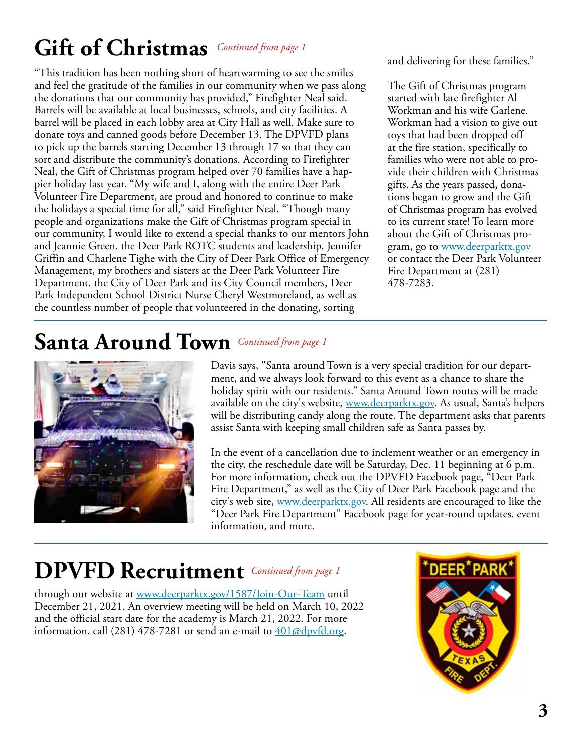## Gift of Christmas *Continued from page 1*

"This tradition has been nothing short of heartwarming to see the smiles and feel the gratitude of the families in our community when we pass along the donations that our community has provided," Firefighter Neal said. Barrels will be available at local businesses, schools, and city facilities. A barrel will be placed in each lobby area at City Hall as well. Make sure to donate toys and canned goods before December 13. The DPVFD plans to pick up the barrels starting December 13 through 17 so that they can sort and distribute the community's donations. According to Firefighter Neal, the Gift of Christmas program helped over 70 families have a happier holiday last year. "My wife and I, along with the entire Deer Park Volunteer Fire Department, are proud and honored to continue to make the holidays a special time for all," said Firefighter Neal. "Though many people and organizations make the Gift of Christmas program special in our community, I would like to extend a special thanks to our mentors John and Jeannie Green, the Deer Park ROTC students and leadership, Jennifer Griffin and Charlene Tighe with the City of Deer Park Office of Emergency Management, my brothers and sisters at the Deer Park Volunteer Fire Department, the City of Deer Park and its City Council members, Deer Park Independent School District Nurse Cheryl Westmoreland, as well as the countless number of people that volunteered in the donating, sorting and delivering for these families."

The Gift of Christmas program started with late firefighter Al Workman and his wife Garlene. Workman had a vision to give out toys that had been dropped off at the fire station, specifically to families who were not able to provide their children with Christmas gifts. As the years passed, donations began to grow and the Gift of Christmas program has evolved to its current state! To learn more about the Gift of Christmas program, go to www.deerparktx.gov or contact the Deer Park Volunteer Fire Department at (281) 478-7283.

## Santa Around Town *Continued from page 1*

Davis says, "Santa around Town is a very special tradition for our department, and we always look forward to this event as a chance to share the holiday spirit with our residents." Santa Around Town routes will be made available on the city's website, www.deerparktx.gov. As usual, Santa's helpers will be distributing candy along the route. The department asks that parents assist Santa with keeping small children safe as Santa passes by.

In the event of a cancellation due to inclement weather or an emergency in the city, the reschedule date will be Saturday, Dec. 11 beginning at 6 p.m. For more information, check out the DPVFD Facebook page, "Deer Park Fire Department," as well as the City of Deer Park Facebook page and the city's web site, www.deerparktx.gov. All residents are encouraged to like the "Deer Park Fire Department" Facebook page for year-round updates, event information, and more.

## DPVFD Recruitment *Continued from page 1*

through our website at www.deerparktx.gov/1587/Join-Our-Team until December 21, 2021. An overview meeting will be held on March 10, 2022 and the official start date for the academy is March 21, 2022. For more information, call (281) 478-7281 or send an e-mail to 401@dpvfd.org.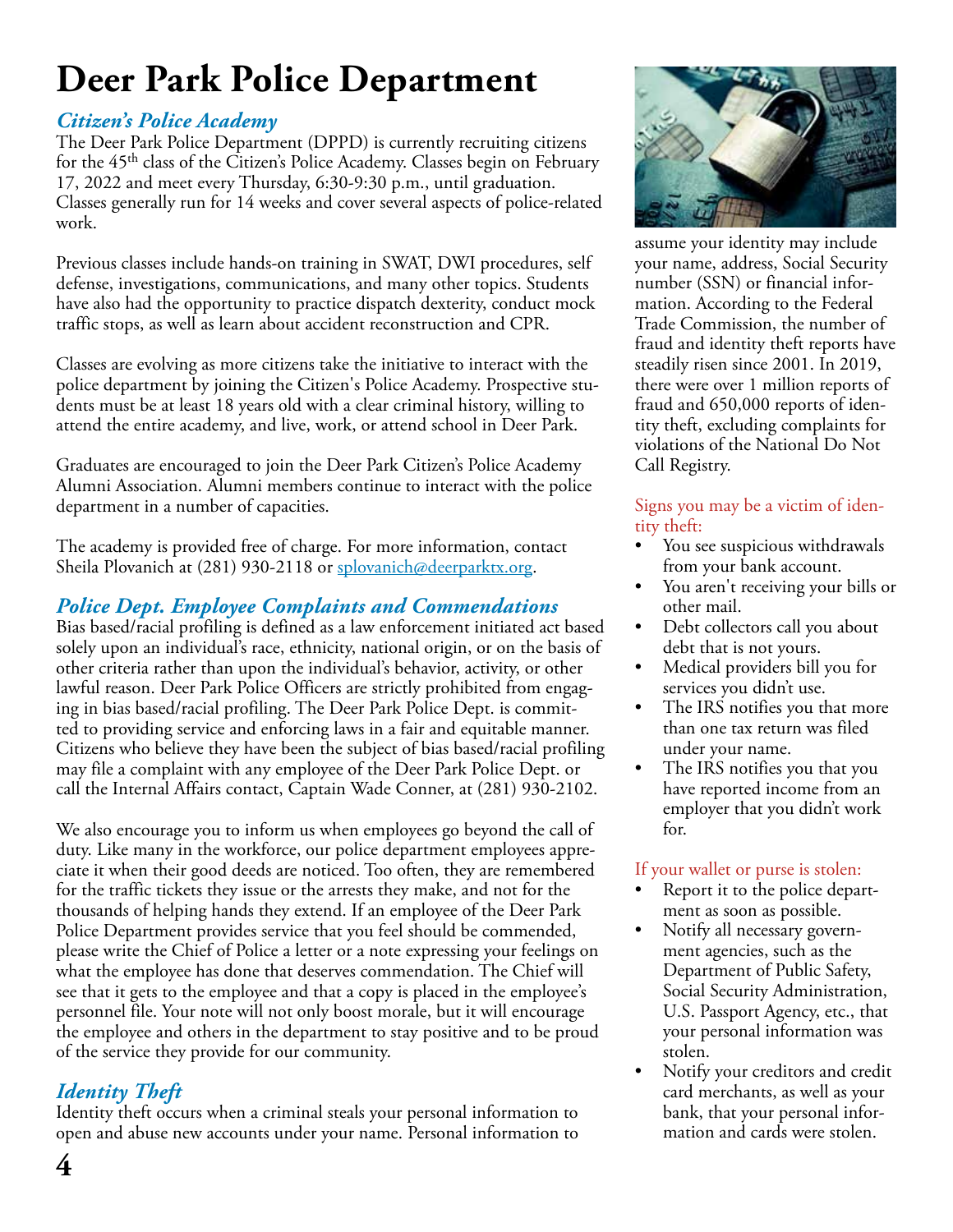# Deer Park Police Department

## *Citizen's Police Academy*

The Deer Park Police Department (DPPD) is currently recruiting citizens for the 45th class of the Citizen's Police Academy. Classes begin on February 17, 2022 and meet every Thursday, 6:30-9:30 p.m., until graduation. Classes generally run for 14 weeks and cover several aspects of police-related work.

Previous classes include hands-on training in SWAT, DWI procedures, self defense, investigations, communications, and many other topics. Students have also had the opportunity to practice dispatch dexterity, conduct mock traffic stops, as well as learn about accident reconstruction and CPR.

Classes are evolving as more citizens take the initiative to interact with the police department by joining the Citizen's Police Academy. Prospective students must be at least 18 years old with a clear criminal history, willing to attend the entire academy, and live, work, or attend school in Deer Park.

Graduates are encouraged to join the Deer Park Citizen's Police Academy Alumni Association. Alumni members continue to interact with the police department in a number of capacities.

The academy is provided free of charge. For more information, contact Sheila Plovanich at (281) 930-2118 or splovanich@deerparktx.org.

## *Police Dept. Employee Complaints and Commendations*

Bias based/racial profiling is defined as a law enforcement initiated act based solely upon an individual's race, ethnicity, national origin, or on the basis of other criteria rather than upon the individual's behavior, activity, or other lawful reason. Deer Park Police Officers are strictly prohibited from engaging in bias based/racial profiling. The Deer Park Police Dept. is committed to providing service and enforcing laws in a fair and equitable manner. Citizens who believe they have been the subject of bias based/racial profiling may file a complaint with any employee of the Deer Park Police Dept. or call the Internal Affairs contact, Captain Wade Conner, at (281) 930-2102.

We also encourage you to inform us when employees go beyond the call of duty. Like many in the workforce, our police department employees appreciate it when their good deeds are noticed. Too often, they are remembered for the traffic tickets they issue or the arrests they make, and not for the thousands of helping hands they extend. If an employee of the Deer Park Police Department provides service that you feel should be commended, please write the Chief of Police a letter or a note expressing your feelings on what the employee has done that deserves commendation. The Chief will see that it gets to the employee and that a copy is placed in the employee's personnel file. Your note will not only boost morale, but it will encourage the employee and others in the department to stay positive and to be proud of the service they provide for our community.

## *Identity Theft*

Identity theft occurs when a criminal steals your personal information to open and abuse new accounts under your name. Personal information to assume your identity may include your name, address, Social Security number (SSN) or financial information. According to the Federal Trade Commission, the number of fraud and identity theft reports have steadily risen since 2001. In 2019, there were over 1 million reports of fraud and 650,000 reports of identity theft, excluding complaints for violations of the National Do Not Call Registry.

Signs you may be a victim of identity theft:

- You see suspicious withdrawals from your bank account.
- You aren't receiving your bills or other mail.
- Debt collectors call you about debt that is not yours.
- Medical providers bill you for services you didn't use.
- The IRS notifies you that more than one tax return was filed under your name.
- The IRS notifies you that you have reported income from an employer that you didn't work for.

If your wallet or purse is stolen:

- Report it to the police department as soon as possible.
- Notify all necessary government agencies, such as the Department of Public Safety, Social Security Administration, U.S. Passport Agency, etc., that your personal information was stolen.
- Notify your creditors and credit card merchants, as well as your bank, that your personal information and cards were stolen.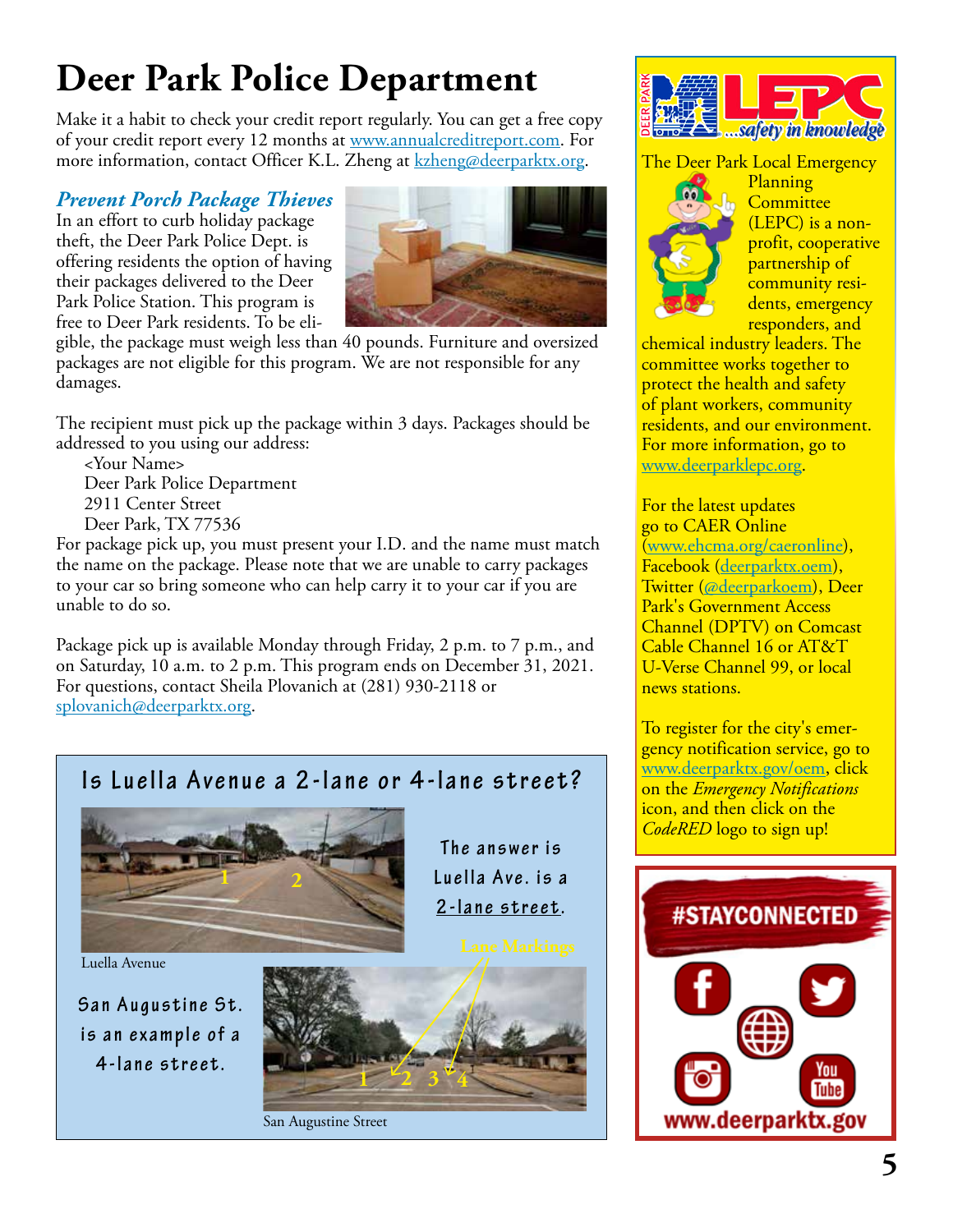# Deer Park Police Department

Make it a habit to check your credit report regularly. You can get a free copy of your credit report every 12 months at www.annualcreditreport.com. For more information, contact Officer K.L. Zheng at kzheng@deerparktx.org.

### *Prevent Porch Package Thieves*

In an effort to curb holiday package theft, the Deer Park Police Dept. is offering residents the option of having their packages delivered to the Deer Park Police Station. This program is free to Deer Park residents. To be eligible, the package must weigh less than 40 pounds. Furniture and oversized packages are not eligible for this program. We are not responsible for any damages.

The recipient must pick up the package within 3 days. Packages should be addressed to you using our address:

<Your Name>
Deer Park Police Department
2911 Center Street
Deer Park, TX 77536

For package pick up, you must present your I.D. and the name must match the name on the package. Please note that we are unable to carry packages to your car so bring someone who can help carry it to your car if you are unable to do so.

Package pick up is available Monday through Friday, 2 p.m. to 7 p.m., and on Saturday, 10 a.m. to 2 p.m. This program ends on December 31, 2021. For questions, contact Sheila Plovanich at (281) 930-2118 or splovanich@deerparktx.org.

## Is Luella Avenue a 2-lane or 4-lane street?

1 2

Luella Avenue

The answer is Luella Ave. is a 2-lane street.

Lane Markings

San Augustine St. is an example of a 4-lane street.

1 2 3 4

San Augustine Street

---

**LEPC** ...safety in knowledge

The Deer Park Local Emergency Planning Committee (LEPC) is a non-profit, cooperative partnership of community residents, emergency responders, and chemical industry leaders. The committee works together to protect the health and safety of plant workers, community residents, and our environment. For more information, go to www.deerparklepc.org.

For the latest updates go to CAER Online (www.ehcma.org/caeronline), Facebook (deerparktx.oem), Twitter (@deerparkoem), Deer Park's Government Access Channel (DPTV) on Comcast Cable Channel 16 or AT&T U-Verse Channel 99, or local news stations.

To register for the city's emergency notification service, go to www.deerparktx.gov/oem, click on the *Emergency Notifications* icon, and then click on the *CodeRED* logo to sign up!

**#STAYCONNECTED**

www.deerparktx.gov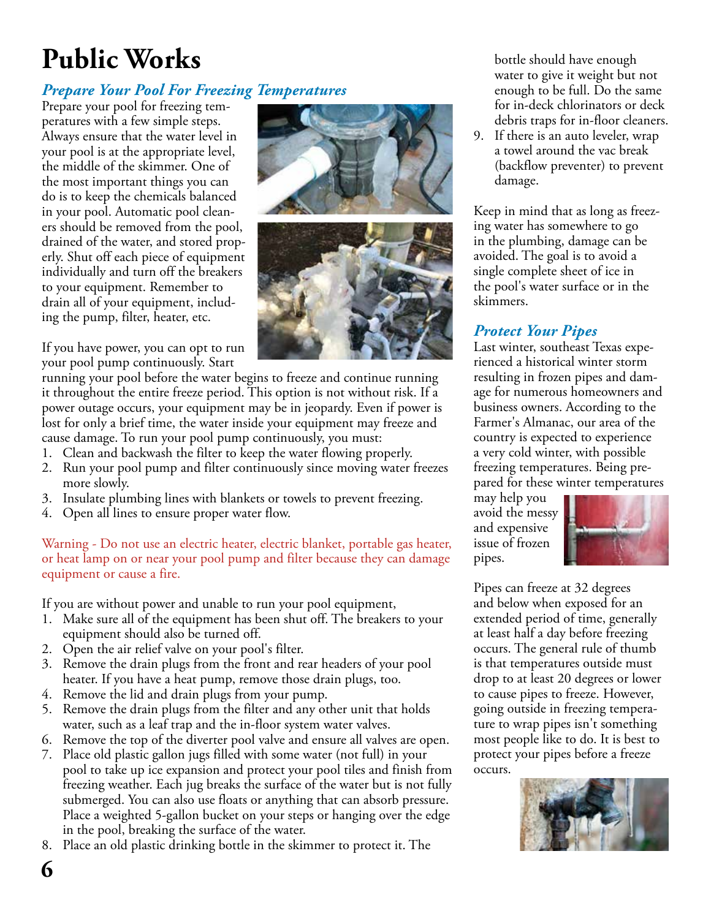# Public Works

## *Prepare Your Pool For Freezing Temperatures*

Prepare your pool for freezing temperatures with a few simple steps. Always ensure that the water level in your pool is at the appropriate level, the middle of the skimmer. One of the most important things you can do is to keep the chemicals balanced in your pool. Automatic pool cleaners should be removed from the pool, drained of the water, and stored properly. Shut off each piece of equipment individually and turn off the breakers to your equipment. Remember to drain all of your equipment, including the pump, filter, heater, etc.

If you have power, you can opt to run your pool pump continuously. Start running your pool before the water begins to freeze and continue running it throughout the entire freeze period. This option is not without risk. If a power outage occurs, your equipment may be in jeopardy. Even if power is lost for only a brief time, the water inside your equipment may freeze and cause damage. To run your pool pump continuously, you must:

1. Clean and backwash the filter to keep the water flowing properly.
2. Run your pool pump and filter continuously since moving water freezes more slowly.
3. Insulate plumbing lines with blankets or towels to prevent freezing.
4. Open all lines to ensure proper water flow.

Warning - Do not use an electric heater, electric blanket, portable gas heater, or heat lamp on or near your pool pump and filter because they can damage equipment or cause a fire.

If you are without power and unable to run your pool equipment,

1. Make sure all of the equipment has been shut off. The breakers to your equipment should also be turned off.
2. Open the air relief valve on your pool's filter.
3. Remove the drain plugs from the front and rear headers of your pool heater. If you have a heat pump, remove those drain plugs, too.
4. Remove the lid and drain plugs from your pump.
5. Remove the drain plugs from the filter and any other unit that holds water, such as a leaf trap and the in-floor system water valves.
6. Remove the top of the diverter pool valve and ensure all valves are open.
7. Place old plastic gallon jugs filled with some water (not full) in your pool to take up ice expansion and protect your pool tiles and finish from freezing weather. Each jug breaks the surface of the water but is not fully submerged. You can also use floats or anything that can absorb pressure. Place a weighted 5-gallon bucket on your steps or hanging over the edge in the pool, breaking the surface of the water.
8. Place an old plastic drinking bottle in the skimmer to protect it. The bottle should have enough water to give it weight but not enough to be full. Do the same for in-deck chlorinators or deck debris traps for in-floor cleaners.
9. If there is an auto leveler, wrap a towel around the vac break (backflow preventer) to prevent damage.

Keep in mind that as long as freezing water has somewhere to go in the plumbing, damage can be avoided. The goal is to avoid a single complete sheet of ice in the pool's water surface or in the skimmers.

## *Protect Your Pipes*

Last winter, southeast Texas experienced a historical winter storm resulting in frozen pipes and damage for numerous homeowners and business owners. According to the Farmer's Almanac, our area of the country is expected to experience a very cold winter, with possible freezing temperatures. Being prepared for these winter temperatures may help you avoid the messy and expensive issue of frozen pipes.

Pipes can freeze at 32 degrees and below when exposed for an extended period of time, generally at least half a day before freezing occurs. The general rule of thumb is that temperatures outside must drop to at least 20 degrees or lower to cause pipes to freeze. However, going outside in freezing temperature to wrap pipes isn't something most people like to do. It is best to protect your pipes before a freeze occurs.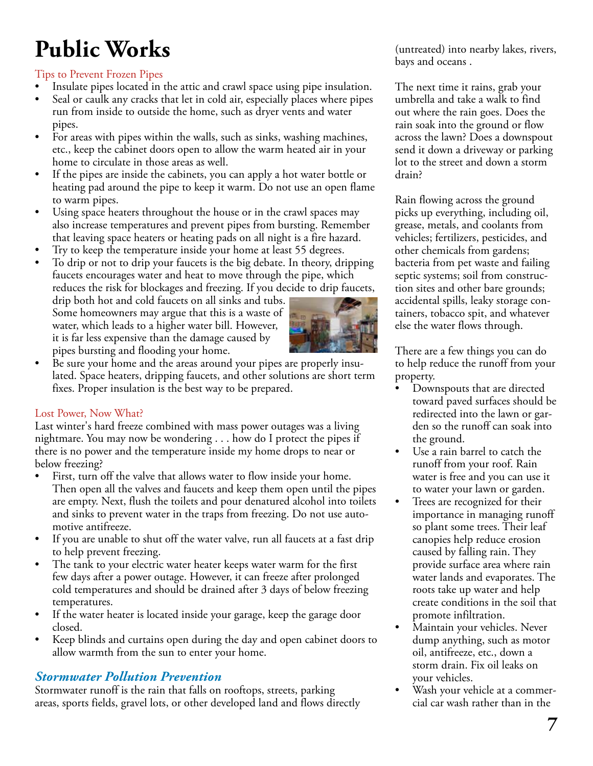# Public Works

## Tips to Prevent Frozen Pipes

- Insulate pipes located in the attic and crawl space using pipe insulation.
- Seal or caulk any cracks that let in cold air, especially places where pipes run from inside to outside the home, such as dryer vents and water pipes.
- For areas with pipes within the walls, such as sinks, washing machines, etc., keep the cabinet doors open to allow the warm heated air in your home to circulate in those areas as well.
- If the pipes are inside the cabinets, you can apply a hot water bottle or heating pad around the pipe to keep it warm. Do not use an open flame to warm pipes.
- Using space heaters throughout the house or in the crawl spaces may also increase temperatures and prevent pipes from bursting. Remember that leaving space heaters or heating pads on all night is a fire hazard.
- Try to keep the temperature inside your home at least 55 degrees.
- To drip or not to drip your faucets is the big debate. In theory, dripping faucets encourages water and heat to move through the pipe, which reduces the risk for blockages and freezing. If you decide to drip faucets, drip both hot and cold faucets on all sinks and tubs. Some homeowners may argue that this is a waste of water, which leads to a higher water bill. However, it is far less expensive than the damage caused by pipes bursting and flooding your home.
- Be sure your home and the areas around your pipes are properly insulated. Space heaters, dripping faucets, and other solutions are short term fixes. Proper insulation is the best way to be prepared.

## Lost Power, Now What?

Last winter's hard freeze combined with mass power outages was a living nightmare. You may now be wondering . . . how do I protect the pipes if there is no power and the temperature inside my home drops to near or below freezing?

- First, turn off the valve that allows water to flow inside your home. Then open all the valves and faucets and keep them open until the pipes are empty. Next, flush the toilets and pour denatured alcohol into toilets and sinks to prevent water in the traps from freezing. Do not use automotive antifreeze.
- If you are unable to shut off the water valve, run all faucets at a fast drip to help prevent freezing.
- The tank to your electric water heater keeps water warm for the first few days after a power outage. However, it can freeze after prolonged cold temperatures and should be drained after 3 days of below freezing temperatures.
- If the water heater is located inside your garage, keep the garage door closed.
- Keep blinds and curtains open during the day and open cabinet doors to allow warmth from the sun to enter your home.

## *Stormwater Pollution Prevention*

Stormwater runoff is the rain that falls on rooftops, streets, parking areas, sports fields, gravel lots, or other developed land and flows directly (untreated) into nearby lakes, rivers, bays and oceans .

The next time it rains, grab your umbrella and take a walk to find out where the rain goes. Does the rain soak into the ground or flow across the lawn? Does a downspout send it down a driveway or parking lot to the street and down a storm drain?

Rain flowing across the ground picks up everything, including oil, grease, metals, and coolants from vehicles; fertilizers, pesticides, and other chemicals from gardens; bacteria from pet waste and failing septic systems; soil from construction sites and other bare grounds; accidental spills, leaky storage containers, tobacco spit, and whatever else the water flows through.

There are a few things you can do to help reduce the runoff from your property.

- Downspouts that are directed toward paved surfaces should be redirected into the lawn or garden so the runoff can soak into the ground.
- Use a rain barrel to catch the runoff from your roof. Rain water is free and you can use it to water your lawn or garden.
- Trees are recognized for their importance in managing runoff so plant some trees. Their leaf canopies help reduce erosion caused by falling rain. They provide surface area where rain water lands and evaporates. The roots take up water and help create conditions in the soil that promote infiltration.
- Maintain your vehicles. Never dump anything, such as motor oil, antifreeze, etc., down a storm drain. Fix oil leaks on your vehicles.
- Wash your vehicle at a commercial car wash rather than in the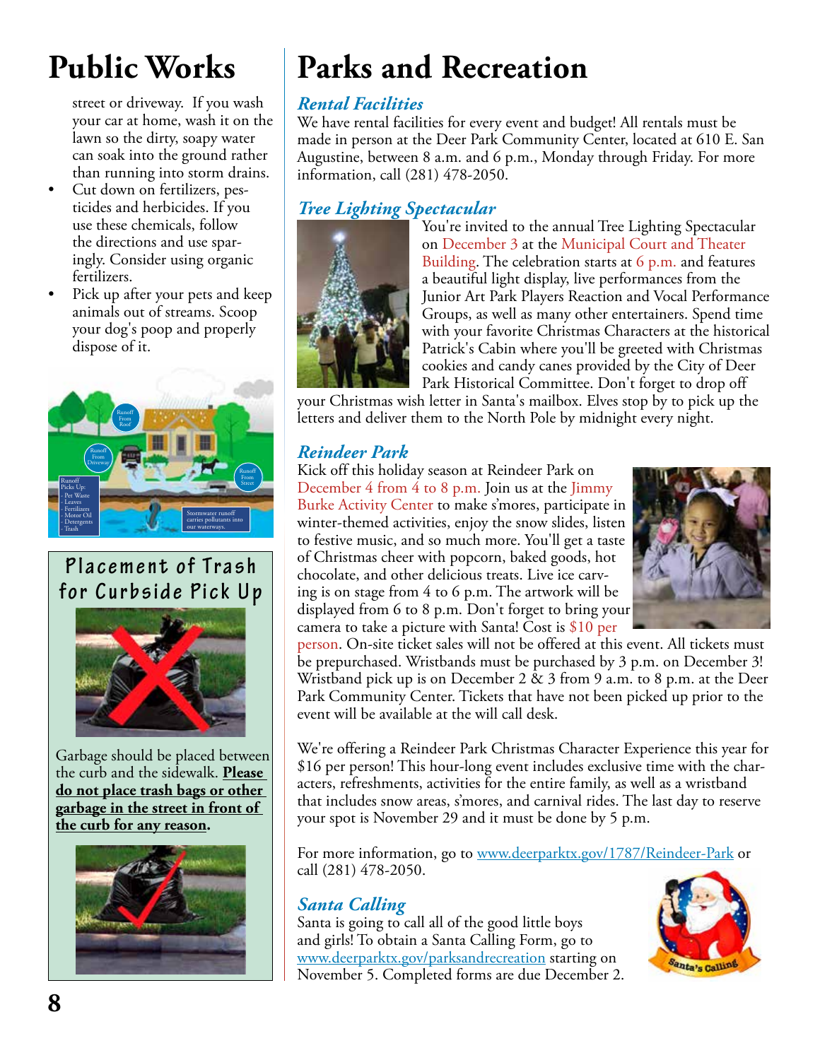# Public Works

street or driveway. If you wash your car at home, wash it on the lawn so the dirty, soapy water can soak into the ground rather than running into storm drains.

- Cut down on fertilizers, pesticides and herbicides. If you use these chemicals, follow the directions and use sparingly. Consider using organic fertilizers.
- Pick up after your pets and keep animals out of streams. Scoop your dog's poop and properly dispose of it.

## Placement of Trash for Curbside Pick Up

Garbage should be placed between the curb and the sidewalk. **Please do not place trash bags or other garbage in the street in front of the curb for any reason.**

# Parks and Recreation

## *Rental Facilities*

We have rental facilities for every event and budget! All rentals must be made in person at the Deer Park Community Center, located at 610 E. San Augustine, between 8 a.m. and 6 p.m., Monday through Friday. For more information, call (281) 478-2050.

## *Tree Lighting Spectacular*

You're invited to the annual Tree Lighting Spectacular on December 3 at the Municipal Court and Theater Building. The celebration starts at 6 p.m. and features a beautiful light display, live performances from the Junior Art Park Players Reaction and Vocal Performance Groups, as well as many other entertainers. Spend time with your favorite Christmas Characters at the historical Patrick's Cabin where you'll be greeted with Christmas cookies and candy canes provided by the City of Deer Park Historical Committee. Don't forget to drop off your Christmas wish letter in Santa's mailbox. Elves stop by to pick up the letters and deliver them to the North Pole by midnight every night.

## *Reindeer Park*

Kick off this holiday season at Reindeer Park on December 4 from 4 to 8 p.m. Join us at the Jimmy Burke Activity Center to make s'mores, participate in winter-themed activities, enjoy the snow slides, listen to festive music, and so much more. You'll get a taste of Christmas cheer with popcorn, baked goods, hot chocolate, and other delicious treats. Live ice carving is on stage from 4 to 6 p.m. The artwork will be displayed from 6 to 8 p.m. Don't forget to bring your camera to take a picture with Santa! Cost is $10 per person. On-site ticket sales will not be offered at this event. All tickets must be prepurchased. Wristbands must be purchased by 3 p.m. on December 3! Wristband pick up is on December 2 & 3 from 9 a.m. to 8 p.m. at the Deer Park Community Center. Tickets that have not been picked up prior to the event will be available at the will call desk.

We're offering a Reindeer Park Christmas Character Experience this year for $16 per person! This hour-long event includes exclusive time with the characters, refreshments, activities for the entire family, as well as a wristband that includes snow areas, s'mores, and carnival rides. The last day to reserve your spot is November 29 and it must be done by 5 p.m.

For more information, go to www.deerparktx.gov/1787/Reindeer-Park or call (281) 478-2050.

## *Santa Calling*

Santa is going to call all of the good little boys and girls! To obtain a Santa Calling Form, go to www.deerparktx.gov/parksandrecreation starting on November 5. Completed forms are due December 2.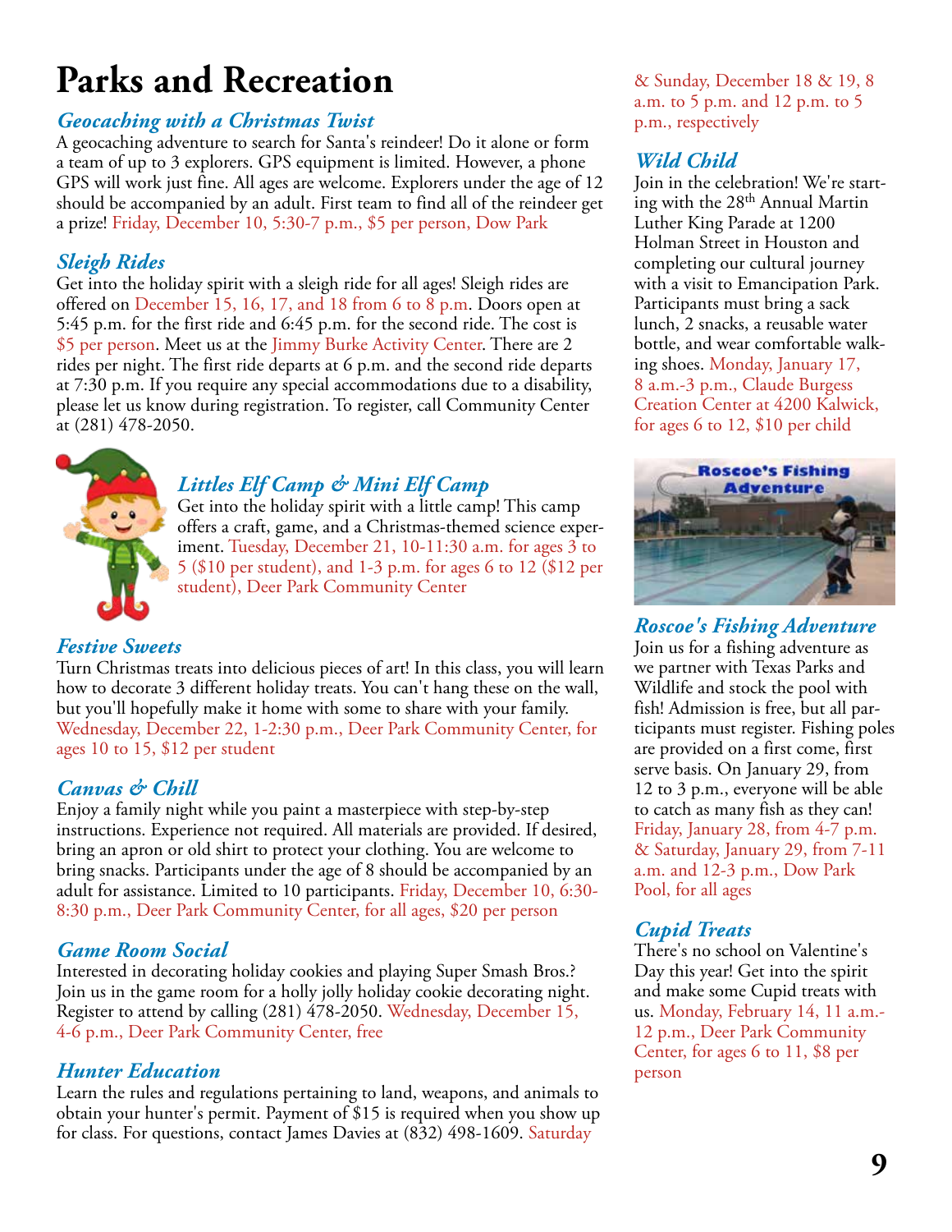# Parks and Recreation

### *Geocaching with a Christmas Twist*

A geocaching adventure to search for Santa's reindeer! Do it alone or form a team of up to 3 explorers. GPS equipment is limited. However, a phone GPS will work just fine. All ages are welcome. Explorers under the age of 12 should be accompanied by an adult. First team to find all of the reindeer get a prize! Friday, December 10, 5:30-7 p.m., $5 per person, Dow Park

### *Sleigh Rides*

Get into the holiday spirit with a sleigh ride for all ages! Sleigh rides are offered on December 15, 16, 17, and 18 from 6 to 8 p.m. Doors open at 5:45 p.m. for the first ride and 6:45 p.m. for the second ride. The cost is $5 per person. Meet us at the Jimmy Burke Activity Center. There are 2 rides per night. The first ride departs at 6 p.m. and the second ride departs at 7:30 p.m. If you require any special accommodations due to a disability, please let us know during registration. To register, call Community Center at (281) 478-2050.

### *Littles Elf Camp & Mini Elf Camp*

Get into the holiday spirit with a little camp! This camp offers a craft, game, and a Christmas-themed science experiment. Tuesday, December 21, 10-11:30 a.m. for ages 3 to 5 ($10 per student), and 1-3 p.m. for ages 6 to 12 ($12 per student), Deer Park Community Center

### *Festive Sweets*

Turn Christmas treats into delicious pieces of art! In this class, you will learn how to decorate 3 different holiday treats. You can't hang these on the wall, but you'll hopefully make it home with some to share with your family. Wednesday, December 22, 1-2:30 p.m., Deer Park Community Center, for ages 10 to 15, $12 per student

### *Canvas & Chill*

Enjoy a family night while you paint a masterpiece with step-by-step instructions. Experience not required. All materials are provided. If desired, bring an apron or old shirt to protect your clothing. You are welcome to bring snacks. Participants under the age of 8 should be accompanied by an adult for assistance. Limited to 10 participants. Friday, December 10, 6:30-8:30 p.m., Deer Park Community Center, for all ages, $20 per person

### *Game Room Social*

Interested in decorating holiday cookies and playing Super Smash Bros.? Join us in the game room for a holly jolly holiday cookie decorating night. Register to attend by calling (281) 478-2050. Wednesday, December 15, 4-6 p.m., Deer Park Community Center, free

### *Hunter Education*

Learn the rules and regulations pertaining to land, weapons, and animals to obtain your hunter's permit. Payment of $15 is required when you show up for class. For questions, contact James Davies at (832) 498-1609. Saturday & Sunday, December 18 & 19, 8 a.m. to 5 p.m. and 12 p.m. to 5 p.m., respectively

### *Wild Child*

Join in the celebration! We're starting with the 28th Annual Martin Luther King Parade at 1200 Holman Street in Houston and completing our cultural journey with a visit to Emancipation Park. Participants must bring a sack lunch, 2 snacks, a reusable water bottle, and wear comfortable walking shoes. Monday, January 17, 8 a.m.-3 p.m., Claude Burgess Creation Center at 4200 Kalwick, for ages 6 to 12, $10 per child

### *Roscoe's Fishing Adventure*

Join us for a fishing adventure as we partner with Texas Parks and Wildlife and stock the pool with fish! Admission is free, but all participants must register. Fishing poles are provided on a first come, first serve basis. On January 29, from 12 to 3 p.m., everyone will be able to catch as many fish as they can! Friday, January 28, from 4-7 p.m. & Saturday, January 29, from 7-11 a.m. and 12-3 p.m., Dow Park Pool, for all ages

### *Cupid Treats*

There's no school on Valentine's Day this year! Get into the spirit and make some Cupid treats with us. Monday, February 14, 11 a.m.-12 p.m., Deer Park Community Center, for ages 6 to 11, $8 per person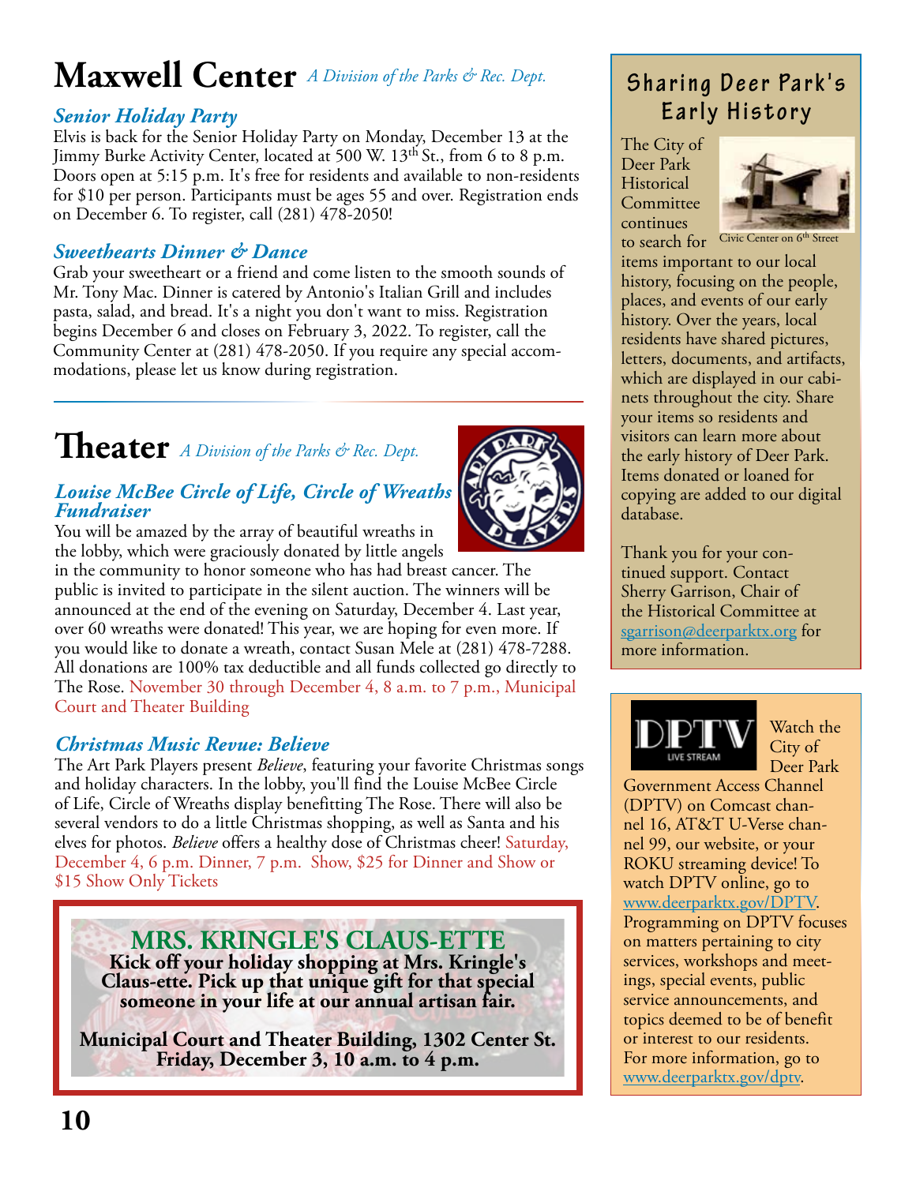# Maxwell Center *A Division of the Parks & Rec. Dept.*

### *Senior Holiday Party*

Elvis is back for the Senior Holiday Party on Monday, December 13 at the Jimmy Burke Activity Center, located at 500 W. 13th St., from 6 to 8 p.m. Doors open at 5:15 p.m. It's free for residents and available to non-residents for $10 per person. Participants must be ages 55 and over. Registration ends on December 6. To register, call (281) 478-2050!

### *Sweethearts Dinner & Dance*

Grab your sweetheart or a friend and come listen to the smooth sounds of Mr. Tony Mac. Dinner is catered by Antonio's Italian Grill and includes pasta, salad, and bread. It's a night you don't want to miss. Registration begins December 6 and closes on February 3, 2022. To register, call the Community Center at (281) 478-2050. If you require any special accommodations, please let us know during registration.

# Theater *A Division of the Parks & Rec. Dept.*

### *Louise McBee Circle of Life, Circle of Wreaths Fundraiser*

You will be amazed by the array of beautiful wreaths in the lobby, which were graciously donated by little angels in the community to honor someone who has had breast cancer. The public is invited to participate in the silent auction. The winners will be announced at the end of the evening on Saturday, December 4. Last year, over 60 wreaths were donated! This year, we are hoping for even more. If you would like to donate a wreath, contact Susan Mele at (281) 478-7288. All donations are 100% tax deductible and all funds collected go directly to The Rose. November 30 through December 4, 8 a.m. to 7 p.m., Municipal Court and Theater Building

### *Christmas Music Revue: Believe*

The Art Park Players present *Believe*, featuring your favorite Christmas songs and holiday characters. In the lobby, you'll find the Louise McBee Circle of Life, Circle of Wreaths display benefitting The Rose. There will also be several vendors to do a little Christmas shopping, as well as Santa and his elves for photos. *Believe* offers a healthy dose of Christmas cheer! Saturday, December 4, 6 p.m. Dinner, 7 p.m. Show, $25 for Dinner and Show or $15 Show Only Tickets

## MRS. KRINGLE'S CLAUS-ETTE

**Kick off your holiday shopping at Mrs. Kringle's Claus-ette. Pick up that unique gift for that special someone in your life at our annual artisan fair.**

**Municipal Court and Theater Building, 1302 Center St.**
**Friday, December 3, 10 a.m. to 4 p.m.**

## Sharing Deer Park's Early History

The City of Deer Park Historical Committee continues to search for items important to our local history, focusing on the people, places, and events of our early history. Over the years, local residents have shared pictures, letters, documents, and artifacts, which are displayed in our cabinets throughout the city. Share your items so residents and visitors can learn more about the early history of Deer Park. Items donated or loaned for copying are added to our digital database.

Civic Center on 6th Street

Thank you for your continued support. Contact Sherry Garrison, Chair of the Historical Committee at sgarrison@deerparktx.org for more information.

---

DPTV LIVE STREAM

Watch the City of Deer Park Government Access Channel (DPTV) on Comcast channel 16, AT&T U-Verse channel 99, our website, or your ROKU streaming device! To watch DPTV online, go to www.deerparktx.gov/DPTV. Programming on DPTV focuses on matters pertaining to city services, workshops and meetings, special events, public service announcements, and topics deemed to be of benefit or interest to our residents. For more information, go to www.deerparktx.gov/dptv.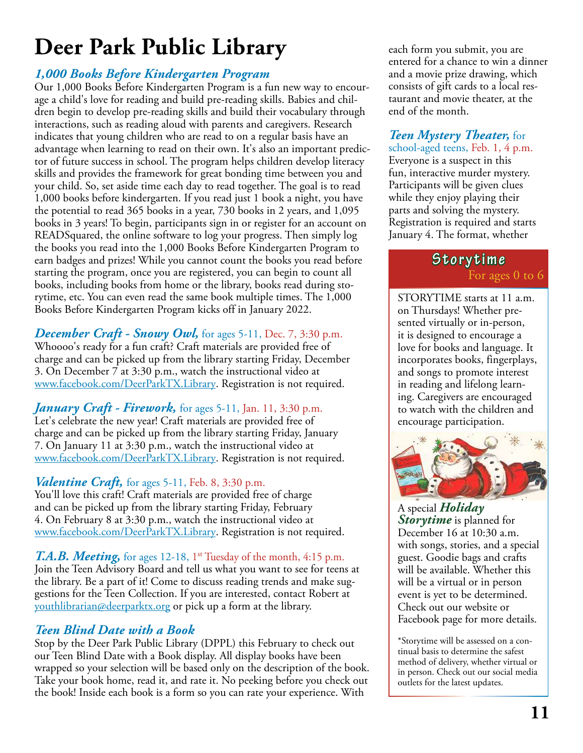# Deer Park Public Library

## *1,000 Books Before Kindergarten Program*

Our 1,000 Books Before Kindergarten Program is a fun new way to encourage a child's love for reading and build pre-reading skills. Babies and children begin to develop pre-reading skills and build their vocabulary through interactions, such as reading aloud with parents and caregivers. Research indicates that young children who are read to on a regular basis have an advantage when learning to read on their own. It's also an important predictor of future success in school. The program helps children develop literacy skills and provides the framework for great bonding time between you and your child. So, set aside time each day to read together. The goal is to read 1,000 books before kindergarten. If you read just 1 book a night, you have the potential to read 365 books in a year, 730 books in 2 years, and 1,095 books in 3 years! To begin, participants sign in or register for an account on READSquared, the online software to log your progress. Then simply log the books you read into the 1,000 Books Before Kindergarten Program to earn badges and prizes! While you cannot count the books you read before starting the program, once you are registered, you can begin to count all books, including books from home or the library, books read during storytime, etc. You can even read the same book multiple times. The 1,000 Books Before Kindergarten Program kicks off in January 2022.

## *December Craft - Snowy Owl,* for ages 5-11, Dec. 7, 3:30 p.m.

Whoooo's ready for a fun craft? Craft materials are provided free of charge and can be picked up from the library starting Friday, December 3. On December 7 at 3:30 p.m., watch the instructional video at www.facebook.com/DeerParkTX.Library. Registration is not required.

## *January Craft - Firework,* for ages 5-11, Jan. 11, 3:30 p.m.

Let's celebrate the new year! Craft materials are provided free of charge and can be picked up from the library starting Friday, January 7. On January 11 at 3:30 p.m., watch the instructional video at www.facebook.com/DeerParkTX.Library. Registration is not required.

## *Valentine Craft,* for ages 5-11, Feb. 8, 3:30 p.m.

You'll love this craft! Craft materials are provided free of charge and can be picked up from the library starting Friday, February 4. On February 8 at 3:30 p.m., watch the instructional video at www.facebook.com/DeerParkTX.Library. Registration is not required.

## *T.A.B. Meeting,* for ages 12-18, 1st Tuesday of the month, 4:15 p.m.

Join the Teen Advisory Board and tell us what you want to see for teens at the library. Be a part of it! Come to discuss reading trends and make suggestions for the Teen Collection. If you are interested, contact Robert at youthlibrarian@deerparktx.org or pick up a form at the library.

## *Teen Blind Date with a Book*

Stop by the Deer Park Public Library (DPPL) this February to check out our Teen Blind Date with a Book display. All display books have been wrapped so your selection will be based only on the description of the book. Take your book home, read it, and rate it. No peeking before you check out the book! Inside each book is a form so you can rate your experience. With each form you submit, you are entered for a chance to win a dinner and a movie prize drawing, which consists of gift cards to a local restaurant and movie theater, at the end of the month.

## *Teen Mystery Theater,* for school-aged teens, Feb. 1, 4 p.m.

Everyone is a suspect in this fun, interactive murder mystery. Participants will be given clues while they enjoy playing their parts and solving the mystery. Registration is required and starts January 4. The format, whether

## Storytime

For ages 0 to 6

STORYTIME starts at 11 a.m. on Thursdays! Whether presented virtually or in-person, it is designed to encourage a love for books and language. It incorporates books, fingerplays, and songs to promote interest in reading and lifelong learning. Caregivers are encouraged to watch with the children and encourage participation.

A special ***Holiday Storytime*** is planned for December 16 at 10:30 a.m. with songs, stories, and a special guest. Goodie bags and crafts will be available. Whether this will be a virtual or in person event is yet to be determined. Check out our website or Facebook page for more details.

*Storytime will be assessed on a continual basis to determine the safest method of delivery, whether virtual or in person. Check out our social media outlets for the latest updates.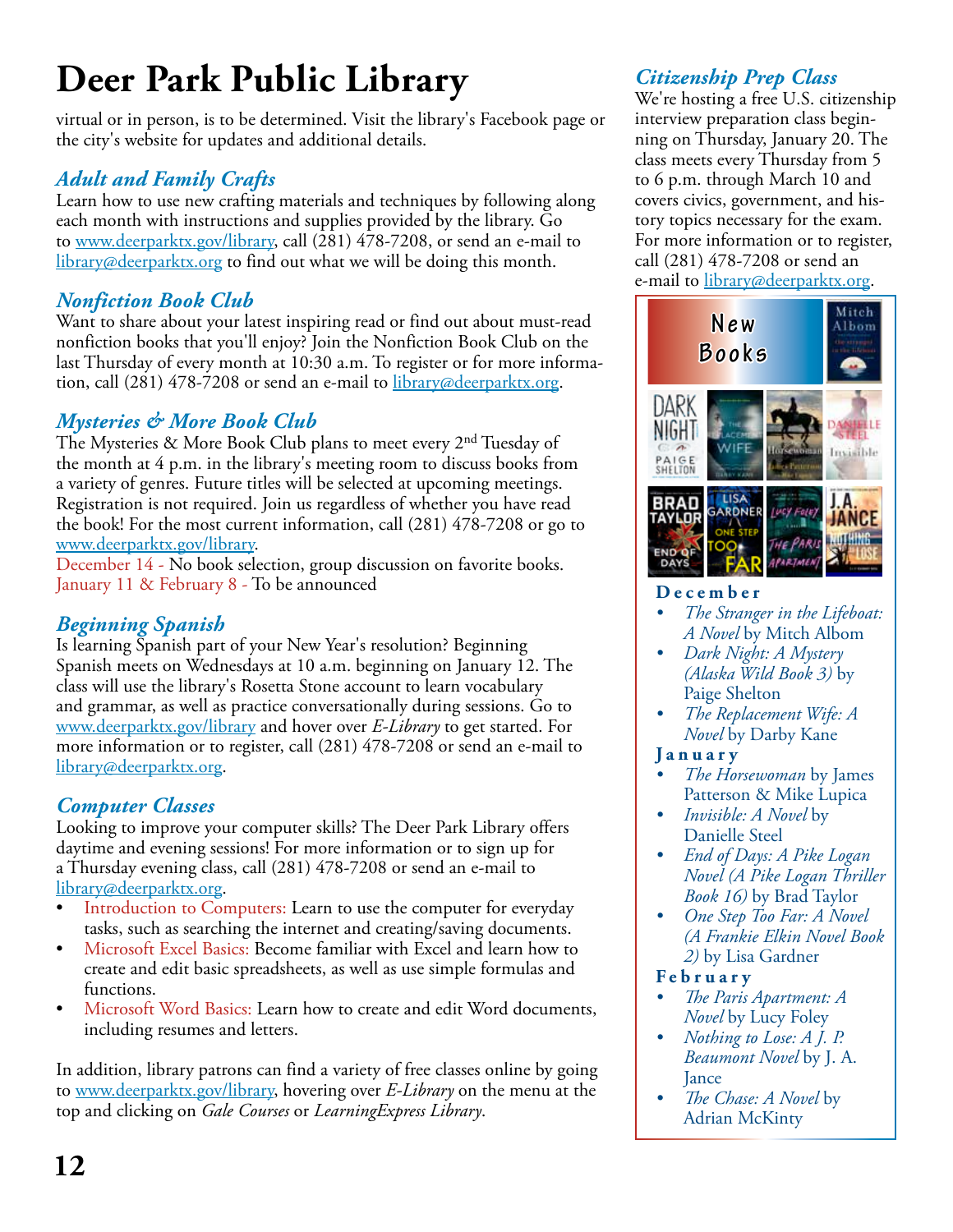# Deer Park Public Library

virtual or in person, is to be determined. Visit the library's Facebook page or the city's website for updates and additional details.

## *Adult and Family Crafts*

Learn how to use new crafting materials and techniques by following along each month with instructions and supplies provided by the library. Go to www.deerparktx.gov/library, call (281) 478-7208, or send an e-mail to library@deerparktx.org to find out what we will be doing this month.

## *Nonfiction Book Club*

Want to share about your latest inspiring read or find out about must-read nonfiction books that you'll enjoy? Join the Nonfiction Book Club on the last Thursday of every month at 10:30 a.m. To register or for more information, call (281) 478-7208 or send an e-mail to library@deerparktx.org.

## *Mysteries & More Book Club*

The Mysteries & More Book Club plans to meet every 2nd Tuesday of the month at 4 p.m. in the library's meeting room to discuss books from a variety of genres. Future titles will be selected at upcoming meetings. Registration is not required. Join us regardless of whether you have read the book! For the most current information, call (281) 478-7208 or go to www.deerparktx.gov/library.

December 14 - No book selection, group discussion on favorite books.
January 11 & February 8 - To be announced

## *Beginning Spanish*

Is learning Spanish part of your New Year's resolution? Beginning Spanish meets on Wednesdays at 10 a.m. beginning on January 12. The class will use the library's Rosetta Stone account to learn vocabulary and grammar, as well as practice conversationally during sessions. Go to www.deerparktx.gov/library and hover over *E-Library* to get started. For more information or to register, call (281) 478-7208 or send an e-mail to library@deerparktx.org.

## *Computer Classes*

Looking to improve your computer skills? The Deer Park Library offers daytime and evening sessions! For more information or to sign up for a Thursday evening class, call (281) 478-7208 or send an e-mail to library@deerparktx.org.

- Introduction to Computers: Learn to use the computer for everyday tasks, such as searching the internet and creating/saving documents.
- Microsoft Excel Basics: Become familiar with Excel and learn how to create and edit basic spreadsheets, as well as use simple formulas and functions.
- Microsoft Word Basics: Learn how to create and edit Word documents, including resumes and letters.

In addition, library patrons can find a variety of free classes online by going to www.deerparktx.gov/library, hovering over *E-Library* on the menu at the top and clicking on *Gale Courses* or *LearningExpress Library*.

## *Citizenship Prep Class*

We're hosting a free U.S. citizenship interview preparation class beginning on Thursday, January 20. The class meets every Thursday from 5 to 6 p.m. through March 10 and covers civics, government, and history topics necessary for the exam. For more information or to register, call (281) 478-7208 or send an e-mail to library@deerparktx.org.

## New Books

**December**

- *The Stranger in the Lifeboat: A Novel* by Mitch Albom
- *Dark Night: A Mystery (Alaska Wild Book 3)* by Paige Shelton
- *The Replacement Wife: A Novel* by Darby Kane

**January**

- *The Horsewoman* by James Patterson & Mike Lupica
- *Invisible: A Novel* by Danielle Steel
- *End of Days: A Pike Logan Novel (A Pike Logan Thriller Book 16)* by Brad Taylor
- *One Step Too Far: A Novel (A Frankie Elkin Novel Book 2)* by Lisa Gardner

**February**

- *The Paris Apartment: A Novel* by Lucy Foley
- *Nothing to Lose: A J. P. Beaumont Novel* by J. A. Jance
- *The Chase: A Novel* by Adrian McKinty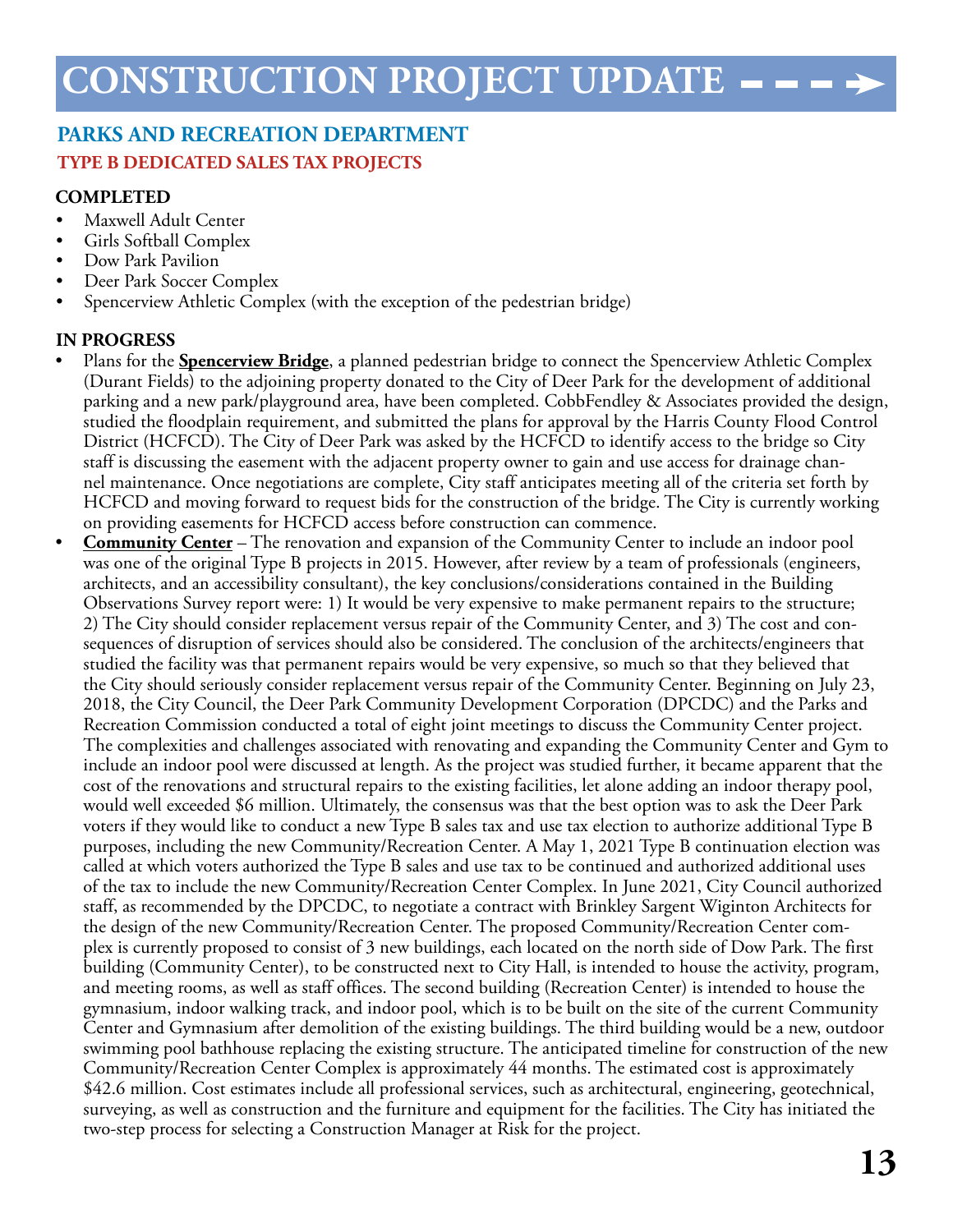# CONSTRUCTION PROJECT UPDATE

## PARKS AND RECREATION DEPARTMENT

### TYPE B DEDICATED SALES TAX PROJECTS

**COMPLETED**

- Maxwell Adult Center
- Girls Softball Complex
- Dow Park Pavilion
- Deer Park Soccer Complex
- Spencerview Athletic Complex (with the exception of the pedestrian bridge)

**IN PROGRESS**

- Plans for the **Spencerview Bridge**, a planned pedestrian bridge to connect the Spencerview Athletic Complex (Durant Fields) to the adjoining property donated to the City of Deer Park for the development of additional parking and a new park/playground area, have been completed. CobbFendley & Associates provided the design, studied the floodplain requirement, and submitted the plans for approval by the Harris County Flood Control District (HCFCD). The City of Deer Park was asked by the HCFCD to identify access to the bridge so City staff is discussing the easement with the adjacent property owner to gain and use access for drainage channel maintenance. Once negotiations are complete, City staff anticipates meeting all of the criteria set forth by HCFCD and moving forward to request bids for the construction of the bridge. The City is currently working on providing easements for HCFCD access before construction can commence.
- **Community Center** – The renovation and expansion of the Community Center to include an indoor pool was one of the original Type B projects in 2015. However, after review by a team of professionals (engineers, architects, and an accessibility consultant), the key conclusions/considerations contained in the Building Observations Survey report were: 1) It would be very expensive to make permanent repairs to the structure; 2) The City should consider replacement versus repair of the Community Center, and 3) The cost and consequences of disruption of services should also be considered. The conclusion of the architects/engineers that studied the facility was that permanent repairs would be very expensive, so much so that they believed that the City should seriously consider replacement versus repair of the Community Center. Beginning on July 23, 2018, the City Council, the Deer Park Community Development Corporation (DPCDC) and the Parks and Recreation Commission conducted a total of eight joint meetings to discuss the Community Center project. The complexities and challenges associated with renovating and expanding the Community Center and Gym to include an indoor pool were discussed at length. As the project was studied further, it became apparent that the cost of the renovations and structural repairs to the existing facilities, let alone adding an indoor therapy pool, would well exceeded $6 million. Ultimately, the consensus was that the best option was to ask the Deer Park voters if they would like to conduct a new Type B sales tax and use tax election to authorize additional Type B purposes, including the new Community/Recreation Center. A May 1, 2021 Type B continuation election was called at which voters authorized the Type B sales and use tax to be continued and authorized additional uses of the tax to include the new Community/Recreation Center Complex. In June 2021, City Council authorized staff, as recommended by the DPCDC, to negotiate a contract with Brinkley Sargent Wiginton Architects for the design of the new Community/Recreation Center. The proposed Community/Recreation Center complex is currently proposed to consist of 3 new buildings, each located on the north side of Dow Park. The first building (Community Center), to be constructed next to City Hall, is intended to house the activity, program, and meeting rooms, as well as staff offices. The second building (Recreation Center) is intended to house the gymnasium, indoor walking track, and indoor pool, which is to be built on the site of the current Community Center and Gymnasium after demolition of the existing buildings. The third building would be a new, outdoor swimming pool bathhouse replacing the existing structure. The anticipated timeline for construction of the new Community/Recreation Center Complex is approximately 44 months. The estimated cost is approximately $42.6 million. Cost estimates include all professional services, such as architectural, engineering, geotechnical, surveying, as well as construction and the furniture and equipment for the facilities. The City has initiated the two-step process for selecting a Construction Manager at Risk for the project.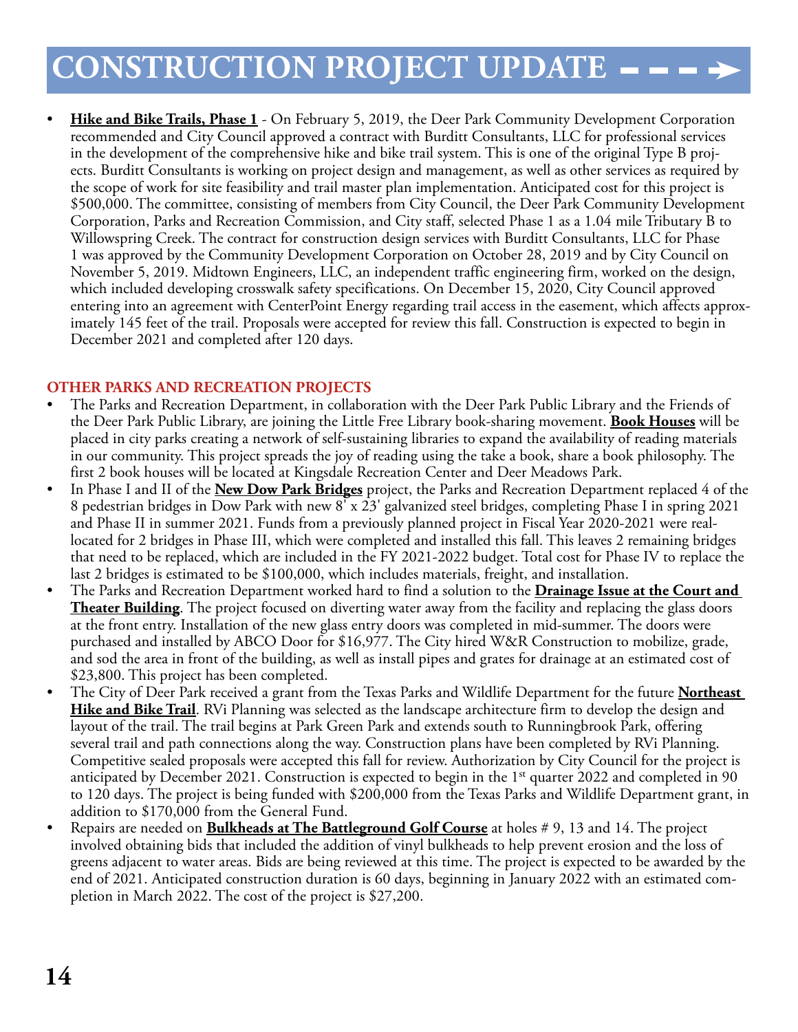# CONSTRUCTION PROJECT UPDATE

- **Hike and Bike Trails, Phase 1** - On February 5, 2019, the Deer Park Community Development Corporation recommended and City Council approved a contract with Burditt Consultants, LLC for professional services in the development of the comprehensive hike and bike trail system. This is one of the original Type B projects. Burditt Consultants is working on project design and management, as well as other services as required by the scope of work for site feasibility and trail master plan implementation. Anticipated cost for this project is $500,000. The committee, consisting of members from City Council, the Deer Park Community Development Corporation, Parks and Recreation Commission, and City staff, selected Phase 1 as a 1.04 mile Tributary B to Willowspring Creek. The contract for construction design services with Burditt Consultants, LLC for Phase 1 was approved by the Community Development Corporation on October 28, 2019 and by City Council on November 5, 2019. Midtown Engineers, LLC, an independent traffic engineering firm, worked on the design, which included developing crosswalk safety specifications. On December 15, 2020, City Council approved entering into an agreement with CenterPoint Energy regarding trail access in the easement, which affects approximately 145 feet of the trail. Proposals were accepted for review this fall. Construction is expected to begin in December 2021 and completed after 120 days.

## OTHER PARKS AND RECREATION PROJECTS

- The Parks and Recreation Department, in collaboration with the Deer Park Public Library and the Friends of the Deer Park Public Library, are joining the Little Free Library book-sharing movement. **Book Houses** will be placed in city parks creating a network of self-sustaining libraries to expand the availability of reading materials in our community. This project spreads the joy of reading using the take a book, share a book philosophy. The first 2 book houses will be located at Kingsdale Recreation Center and Deer Meadows Park.
- In Phase I and II of the **New Dow Park Bridges** project, the Parks and Recreation Department replaced 4 of the 8 pedestrian bridges in Dow Park with new 8' x 23' galvanized steel bridges, completing Phase I in spring 2021 and Phase II in summer 2021. Funds from a previously planned project in Fiscal Year 2020-2021 were reallocated for 2 bridges in Phase III, which were completed and installed this fall. This leaves 2 remaining bridges that need to be replaced, which are included in the FY 2021-2022 budget. Total cost for Phase IV to replace the last 2 bridges is estimated to be $100,000, which includes materials, freight, and installation.
- The Parks and Recreation Department worked hard to find a solution to the **Drainage Issue at the Court and Theater Building**. The project focused on diverting water away from the facility and replacing the glass doors at the front entry. Installation of the new glass entry doors was completed in mid-summer. The doors were purchased and installed by ABCO Door for $16,977. The City hired W&R Construction to mobilize, grade, and sod the area in front of the building, as well as install pipes and grates for drainage at an estimated cost of $23,800. This project has been completed.
- The City of Deer Park received a grant from the Texas Parks and Wildlife Department for the future **Northeast Hike and Bike Trail**. RVi Planning was selected as the landscape architecture firm to develop the design and layout of the trail. The trail begins at Park Green Park and extends south to Runningbrook Park, offering several trail and path connections along the way. Construction plans have been completed by RVi Planning. Competitive sealed proposals were accepted this fall for review. Authorization by City Council for the project is anticipated by December 2021. Construction is expected to begin in the 1st quarter 2022 and completed in 90 to 120 days. The project is being funded with $200,000 from the Texas Parks and Wildlife Department grant, in addition to $170,000 from the General Fund.
- Repairs are needed on **Bulkheads at The Battleground Golf Course** at holes # 9, 13 and 14. The project involved obtaining bids that included the addition of vinyl bulkheads to help prevent erosion and the loss of greens adjacent to water areas. Bids are being reviewed at this time. The project is expected to be awarded by the end of 2021. Anticipated construction duration is 60 days, beginning in January 2022 with an estimated completion in March 2022. The cost of the project is $27,200.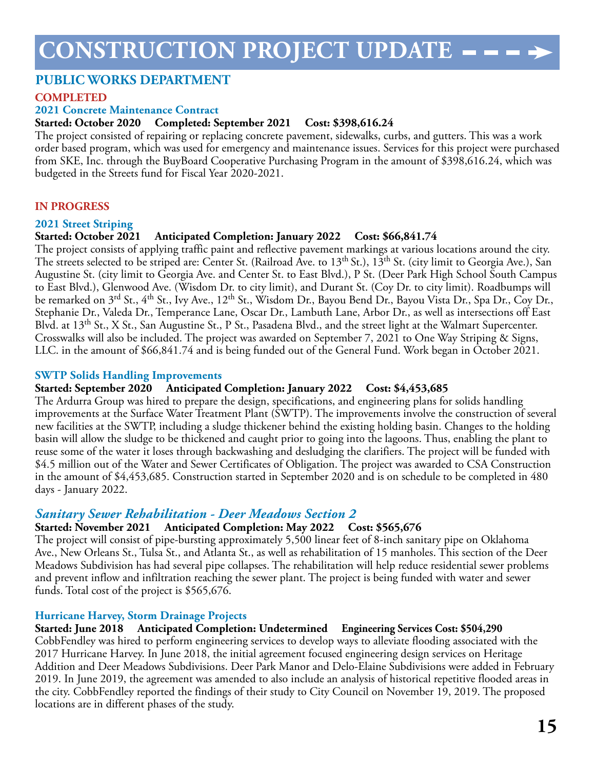# CONSTRUCTION PROJECT UPDATE

## PUBLIC WORKS DEPARTMENT

### COMPLETED

#### 2021 Concrete Maintenance Contract

**Started: October 2020 Completed: September 2021 Cost: $398,616.24**

The project consisted of repairing or replacing concrete pavement, sidewalks, curbs, and gutters. This was a work order based program, which was used for emergency and maintenance issues. Services for this project were purchased from SKE, Inc. through the BuyBoard Cooperative Purchasing Program in the amount of $398,616.24, which was budgeted in the Streets fund for Fiscal Year 2020-2021.

### IN PROGRESS

#### 2021 Street Striping

**Started: October 2021 Anticipated Completion: January 2022 Cost: $66,841.74**

The project consists of applying traffic paint and reflective pavement markings at various locations around the city. The streets selected to be striped are: Center St. (Railroad Ave. to 13th St.), 13th St. (city limit to Georgia Ave.), San Augustine St. (city limit to Georgia Ave. and Center St. to East Blvd.), P St. (Deer Park High School South Campus to East Blvd.), Glenwood Ave. (Wisdom Dr. to city limit), and Durant St. (Coy Dr. to city limit). Roadbumps will be remarked on 3rd St., 4th St., Ivy Ave., 12th St., Wisdom Dr., Bayou Bend Dr., Bayou Vista Dr., Spa Dr., Coy Dr., Stephanie Dr., Valeda Dr., Temperance Lane, Oscar Dr., Lambuth Lane, Arbor Dr., as well as intersections off East Blvd. at 13th St., X St., San Augustine St., P St., Pasadena Blvd., and the street light at the Walmart Supercenter. Crosswalks will also be included. The project was awarded on September 7, 2021 to One Way Striping & Signs, LLC. in the amount of $66,841.74 and is being funded out of the General Fund. Work began in October 2021.

#### SWTP Solids Handling Improvements

**Started: September 2020 Anticipated Completion: January 2022 Cost: $4,453,685**

The Ardurra Group was hired to prepare the design, specifications, and engineering plans for solids handling improvements at the Surface Water Treatment Plant (SWTP). The improvements involve the construction of several new facilities at the SWTP, including a sludge thickener behind the existing holding basin. Changes to the holding basin will allow the sludge to be thickened and caught prior to going into the lagoons. Thus, enabling the plant to reuse some of the water it loses through backwashing and desludging the clarifiers. The project will be funded with $4.5 million out of the Water and Sewer Certificates of Obligation. The project was awarded to CSA Construction in the amount of $4,453,685. Construction started in September 2020 and is on schedule to be completed in 480 days - January 2022.

#### *Sanitary Sewer Rehabilitation - Deer Meadows Section 2*

**Started: November 2021 Anticipated Completion: May 2022 Cost: $565,676**

The project will consist of pipe-bursting approximately 5,500 linear feet of 8-inch sanitary pipe on Oklahoma Ave., New Orleans St., Tulsa St., and Atlanta St., as well as rehabilitation of 15 manholes. This section of the Deer Meadows Subdivision has had several pipe collapses. The rehabilitation will help reduce residential sewer problems and prevent inflow and infiltration reaching the sewer plant. The project is being funded with water and sewer funds. Total cost of the project is $565,676.

#### Hurricane Harvey, Storm Drainage Projects

**Started: June 2018 Anticipated Completion: Undetermined Engineering Services Cost: $504,290**

CobbFendley was hired to perform engineering services to develop ways to alleviate flooding associated with the 2017 Hurricane Harvey. In June 2018, the initial agreement focused engineering design services on Heritage Addition and Deer Meadows Subdivisions. Deer Park Manor and Delo-Elaine Subdivisions were added in February 2019. In June 2019, the agreement was amended to also include an analysis of historical repetitive flooded areas in the city. CobbFendley reported the findings of their study to City Council on November 19, 2019. The proposed locations are in different phases of the study.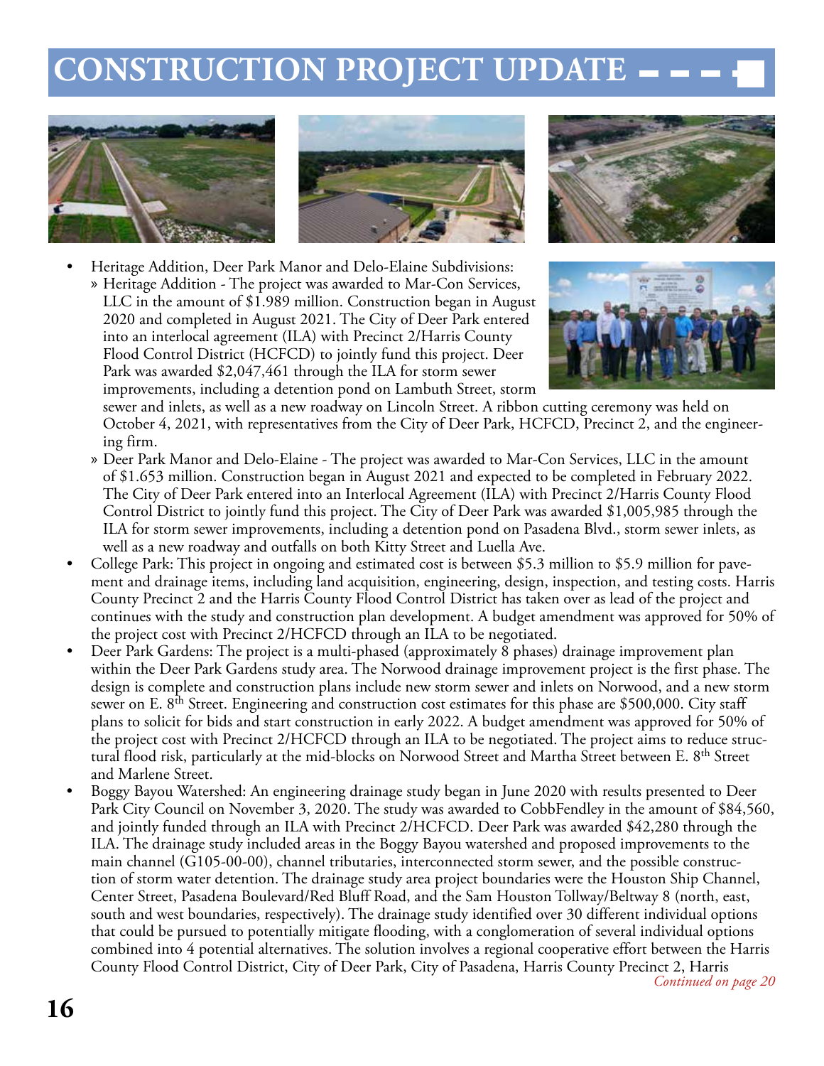# CONSTRUCTION PROJECT UPDATE

- Heritage Addition, Deer Park Manor and Delo-Elaine Subdivisions:
  - Heritage Addition - The project was awarded to Mar-Con Services, LLC in the amount of $1.989 million. Construction began in August 2020 and completed in August 2021. The City of Deer Park entered into an interlocal agreement (ILA) with Precinct 2/Harris County Flood Control District (HCFCD) to jointly fund this project. Deer Park was awarded $2,047,461 through the ILA for storm sewer improvements, including a detention pond on Lambuth Street, storm sewer and inlets, as well as a new roadway on Lincoln Street. A ribbon cutting ceremony was held on October 4, 2021, with representatives from the City of Deer Park, HCFCD, Precinct 2, and the engineering firm.
  - Deer Park Manor and Delo-Elaine - The project was awarded to Mar-Con Services, LLC in the amount of $1.653 million. Construction began in August 2021 and expected to be completed in February 2022. The City of Deer Park entered into an Interlocal Agreement (ILA) with Precinct 2/Harris County Flood Control District to jointly fund this project. The City of Deer Park was awarded $1,005,985 through the ILA for storm sewer improvements, including a detention pond on Pasadena Blvd., storm sewer inlets, as well as a new roadway and outfalls on both Kitty Street and Luella Ave.
- College Park: This project in ongoing and estimated cost is between $5.3 million to $5.9 million for pavement and drainage items, including land acquisition, engineering, design, inspection, and testing costs. Harris County Precinct 2 and the Harris County Flood Control District has taken over as lead of the project and continues with the study and construction plan development. A budget amendment was approved for 50% of the project cost with Precinct 2/HCFCD through an ILA to be negotiated.
- Deer Park Gardens: The project is a multi-phased (approximately 8 phases) drainage improvement plan within the Deer Park Gardens study area. The Norwood drainage improvement project is the first phase. The design is complete and construction plans include new storm sewer and inlets on Norwood, and a new storm sewer on E. 8th Street. Engineering and construction cost estimates for this phase are $500,000. City staff plans to solicit for bids and start construction in early 2022. A budget amendment was approved for 50% of the project cost with Precinct 2/HCFCD through an ILA to be negotiated. The project aims to reduce structural flood risk, particularly at the mid-blocks on Norwood Street and Martha Street between E. 8th Street and Marlene Street.
- Boggy Bayou Watershed: An engineering drainage study began in June 2020 with results presented to Deer Park City Council on November 3, 2020. The study was awarded to CobbFendley in the amount of $84,560, and jointly funded through an ILA with Precinct 2/HCFCD. Deer Park was awarded $42,280 through the ILA. The drainage study included areas in the Boggy Bayou watershed and proposed improvements to the main channel (G105-00-00), channel tributaries, interconnected storm sewer, and the possible construction of storm water detention. The drainage study area project boundaries were the Houston Ship Channel, Center Street, Pasadena Boulevard/Red Bluff Road, and the Sam Houston Tollway/Beltway 8 (north, east, south and west boundaries, respectively). The drainage study identified over 30 different individual options that could be pursued to potentially mitigate flooding, with a conglomeration of several individual options combined into 4 potential alternatives. The solution involves a regional cooperative effort between the Harris County Flood Control District, City of Deer Park, City of Pasadena, Harris County Precinct 2, Harris

*Continued on page 20*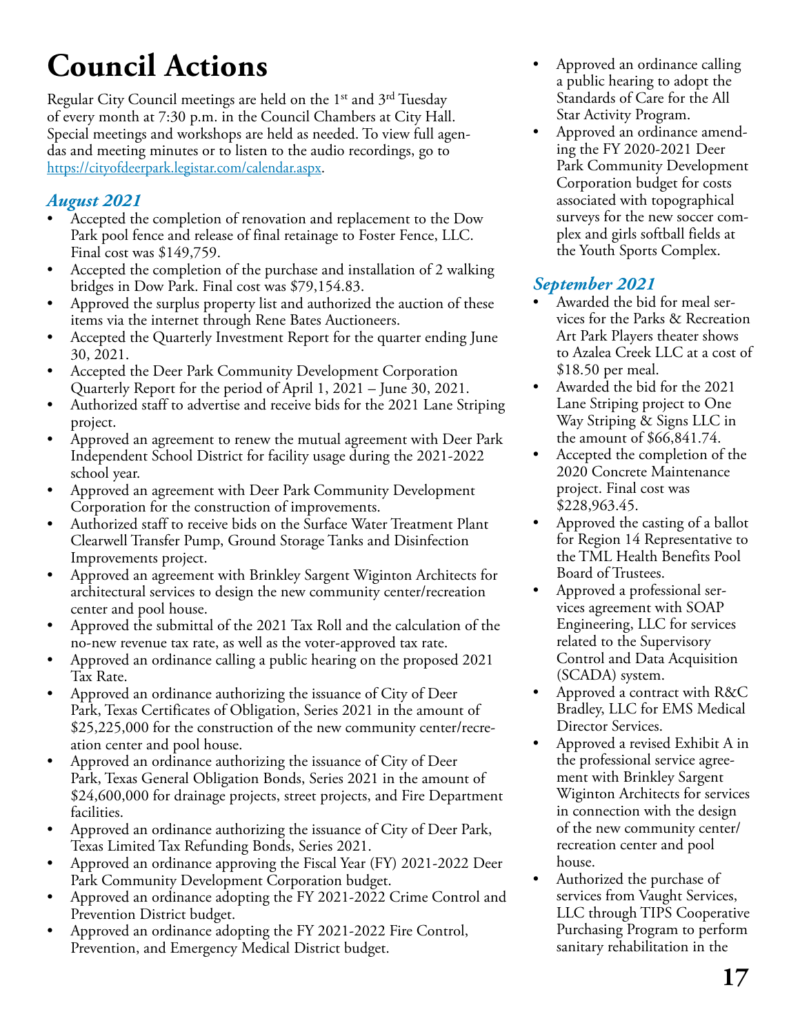# Council Actions

Regular City Council meetings are held on the 1st and 3rd Tuesday of every month at 7:30 p.m. in the Council Chambers at City Hall. Special meetings and workshops are held as needed. To view full agendas and meeting minutes or to listen to the audio recordings, go to https://cityofdeerpark.legistar.com/calendar.aspx.

## *August 2021*

- Accepted the completion of renovation and replacement to the Dow Park pool fence and release of final retainage to Foster Fence, LLC. Final cost was $149,759.
- Accepted the completion of the purchase and installation of 2 walking bridges in Dow Park. Final cost was $79,154.83.
- Approved the surplus property list and authorized the auction of these items via the internet through Rene Bates Auctioneers.
- Accepted the Quarterly Investment Report for the quarter ending June 30, 2021.
- Accepted the Deer Park Community Development Corporation Quarterly Report for the period of April 1, 2021 – June 30, 2021.
- Authorized staff to advertise and receive bids for the 2021 Lane Striping project.
- Approved an agreement to renew the mutual agreement with Deer Park Independent School District for facility usage during the 2021-2022 school year.
- Approved an agreement with Deer Park Community Development Corporation for the construction of improvements.
- Authorized staff to receive bids on the Surface Water Treatment Plant Clearwell Transfer Pump, Ground Storage Tanks and Disinfection Improvements project.
- Approved an agreement with Brinkley Sargent Wiginton Architects for architectural services to design the new community center/recreation center and pool house.
- Approved the submittal of the 2021 Tax Roll and the calculation of the no-new revenue tax rate, as well as the voter-approved tax rate.
- Approved an ordinance calling a public hearing on the proposed 2021 Tax Rate.
- Approved an ordinance authorizing the issuance of City of Deer Park, Texas Certificates of Obligation, Series 2021 in the amount of $25,225,000 for the construction of the new community center/recreation center and pool house.
- Approved an ordinance authorizing the issuance of City of Deer Park, Texas General Obligation Bonds, Series 2021 in the amount of $24,600,000 for drainage projects, street projects, and Fire Department facilities.
- Approved an ordinance authorizing the issuance of City of Deer Park, Texas Limited Tax Refunding Bonds, Series 2021.
- Approved an ordinance approving the Fiscal Year (FY) 2021-2022 Deer Park Community Development Corporation budget.
- Approved an ordinance adopting the FY 2021-2022 Crime Control and Prevention District budget.
- Approved an ordinance adopting the FY 2021-2022 Fire Control, Prevention, and Emergency Medical District budget.
- Approved an ordinance calling a public hearing to adopt the Standards of Care for the All Star Activity Program.
- Approved an ordinance amending the FY 2020-2021 Deer Park Community Development Corporation budget for costs associated with topographical surveys for the new soccer complex and girls softball fields at the Youth Sports Complex.

## *September 2021*

- Awarded the bid for meal services for the Parks & Recreation Art Park Players theater shows to Azalea Creek LLC at a cost of $18.50 per meal.
- Awarded the bid for the 2021 Lane Striping project to One Way Striping & Signs LLC in the amount of $66,841.74.
- Accepted the completion of the 2020 Concrete Maintenance project. Final cost was $228,963.45.
- Approved the casting of a ballot for Region 14 Representative to the TML Health Benefits Pool Board of Trustees.
- Approved a professional services agreement with SOAP Engineering, LLC for services related to the Supervisory Control and Data Acquisition (SCADA) system.
- Approved a contract with R&C Bradley, LLC for EMS Medical Director Services.
- Approved a revised Exhibit A in the professional service agreement with Brinkley Sargent Wiginton Architects for services in connection with the design of the new community center/recreation center and pool house.
- Authorized the purchase of services from Vaught Services, LLC through TIPS Cooperative Purchasing Program to perform sanitary rehabilitation in the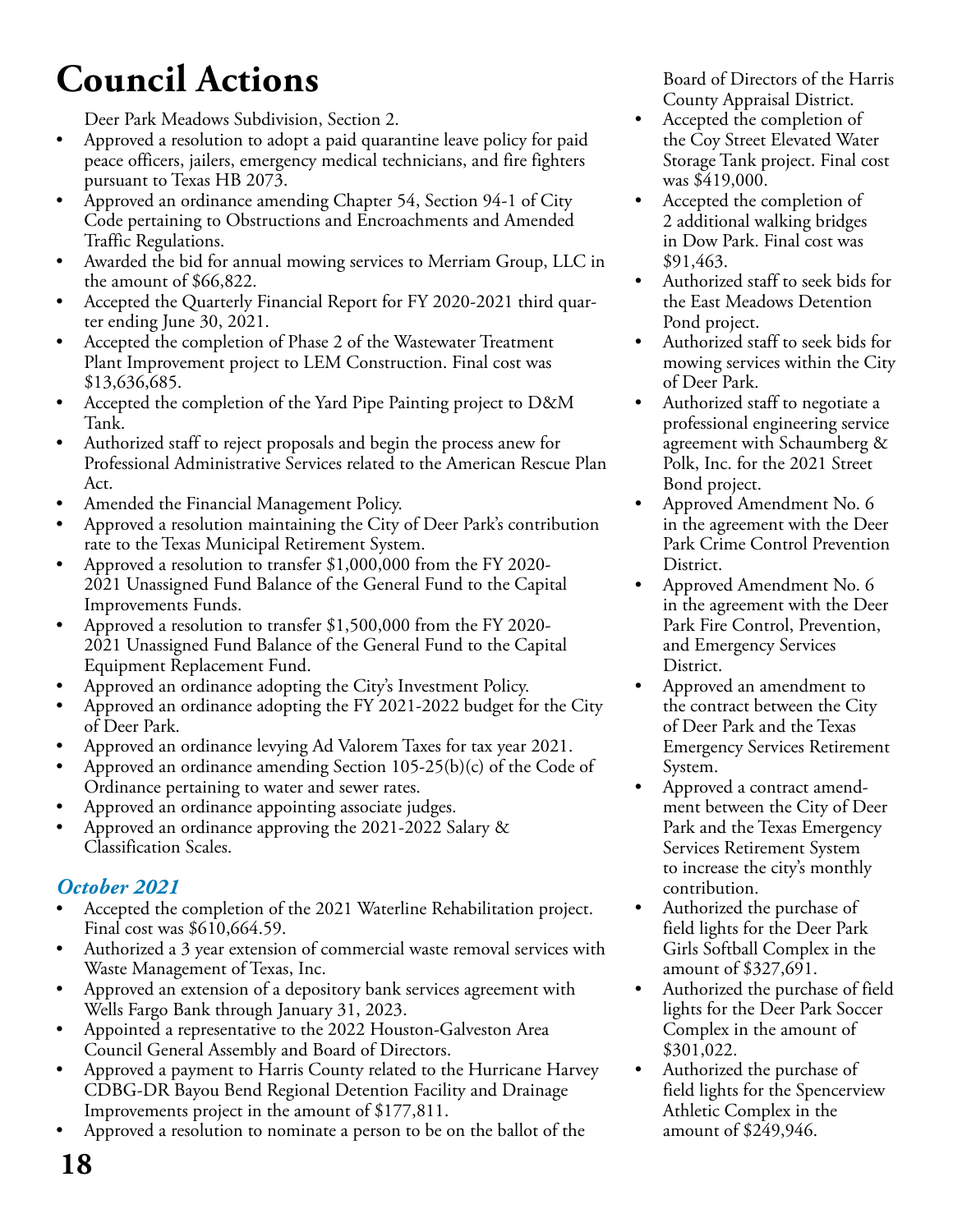# Council Actions

Deer Park Meadows Subdivision, Section 2.

- Approved a resolution to adopt a paid quarantine leave policy for paid peace officers, jailers, emergency medical technicians, and fire fighters pursuant to Texas HB 2073.
- Approved an ordinance amending Chapter 54, Section 94-1 of City Code pertaining to Obstructions and Encroachments and Amended Traffic Regulations.
- Awarded the bid for annual mowing services to Merriam Group, LLC in the amount of $66,822.
- Accepted the Quarterly Financial Report for FY 2020-2021 third quarter ending June 30, 2021.
- Accepted the completion of Phase 2 of the Wastewater Treatment Plant Improvement project to LEM Construction. Final cost was $13,636,685.
- Accepted the completion of the Yard Pipe Painting project to D&M Tank.
- Authorized staff to reject proposals and begin the process anew for Professional Administrative Services related to the American Rescue Plan Act.
- Amended the Financial Management Policy.
- Approved a resolution maintaining the City of Deer Park's contribution rate to the Texas Municipal Retirement System.
- Approved a resolution to transfer $1,000,000 from the FY 2020-2021 Unassigned Fund Balance of the General Fund to the Capital Improvements Funds.
- Approved a resolution to transfer $1,500,000 from the FY 2020-2021 Unassigned Fund Balance of the General Fund to the Capital Equipment Replacement Fund.
- Approved an ordinance adopting the City's Investment Policy.
- Approved an ordinance adopting the FY 2021-2022 budget for the City of Deer Park.
- Approved an ordinance levying Ad Valorem Taxes for tax year 2021.
- Approved an ordinance amending Section 105-25(b)(c) of the Code of Ordinance pertaining to water and sewer rates.
- Approved an ordinance appointing associate judges.
- Approved an ordinance approving the 2021-2022 Salary & Classification Scales.

### *October 2021*

- Accepted the completion of the 2021 Waterline Rehabilitation project. Final cost was $610,664.59.
- Authorized a 3 year extension of commercial waste removal services with Waste Management of Texas, Inc.
- Approved an extension of a depository bank services agreement with Wells Fargo Bank through January 31, 2023.
- Appointed a representative to the 2022 Houston-Galveston Area Council General Assembly and Board of Directors.
- Approved a payment to Harris County related to the Hurricane Harvey CDBG-DR Bayou Bend Regional Detention Facility and Drainage Improvements project in the amount of $177,811.
- Approved a resolution to nominate a person to be on the ballot of the Board of Directors of the Harris County Appraisal District.
- Accepted the completion of the Coy Street Elevated Water Storage Tank project. Final cost was $419,000.
- Accepted the completion of 2 additional walking bridges in Dow Park. Final cost was $91,463.
- Authorized staff to seek bids for the East Meadows Detention Pond project.
- Authorized staff to seek bids for mowing services within the City of Deer Park.
- Authorized staff to negotiate a professional engineering service agreement with Schaumberg & Polk, Inc. for the 2021 Street Bond project.
- Approved Amendment No. 6 in the agreement with the Deer Park Crime Control Prevention District.
- Approved Amendment No. 6 in the agreement with the Deer Park Fire Control, Prevention, and Emergency Services District.
- Approved an amendment to the contract between the City of Deer Park and the Texas Emergency Services Retirement System.
- Approved a contract amendment between the City of Deer Park and the Texas Emergency Services Retirement System to increase the city's monthly contribution.
- Authorized the purchase of field lights for the Deer Park Girls Softball Complex in the amount of $327,691.
- Authorized the purchase of field lights for the Deer Park Soccer Complex in the amount of $301,022.
- Authorized the purchase of field lights for the Spencerview Athletic Complex in the amount of $249,946.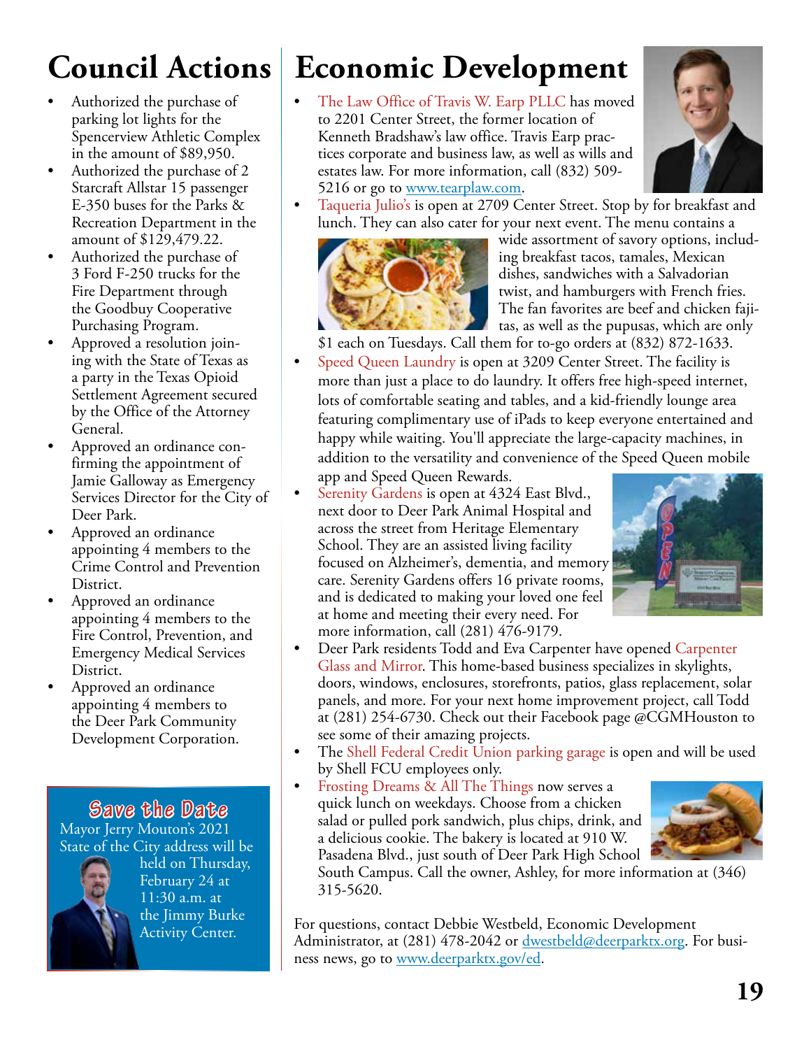# Council Actions

- Authorized the purchase of parking lot lights for the Spencerview Athletic Complex in the amount of $89,950.
- Authorized the purchase of 2 Starcraft Allstar 15 passenger E-350 buses for the Parks & Recreation Department in the amount of $129,479.22.
- Authorized the purchase of 3 Ford F-250 trucks for the Fire Department through the Goodbuy Cooperative Purchasing Program.
- Approved a resolution joining with the State of Texas as a party in the Texas Opioid Settlement Agreement secured by the Office of the Attorney General.
- Approved an ordinance confirming the appointment of Jamie Galloway as Emergency Services Director for the City of Deer Park.
- Approved an ordinance appointing 4 members to the Crime Control and Prevention District.
- Approved an ordinance appointing 4 members to the Fire Control, Prevention, and Emergency Medical Services District.
- Approved an ordinance appointing 4 members to the Deer Park Community Development Corporation.

## Save the Date

Mayor Jerry Mouton's 2021 State of the City address will be held on Thursday, February 24 at 11:30 a.m. at the Jimmy Burke Activity Center.

# Economic Development

- The Law Office of Travis W. Earp PLLC has moved to 2201 Center Street, the former location of Kenneth Bradshaw's law office. Travis Earp practices corporate and business law, as well as wills and estates law. For more information, call (832) 509-5216 or go to www.tearplaw.com.
- Taqueria Julio's is open at 2709 Center Street. Stop by for breakfast and lunch. They can also cater for your next event. The menu contains a wide assortment of savory options, including breakfast tacos, tamales, Mexican dishes, sandwiches with a Salvadorian twist, and hamburgers with French fries. The fan favorites are beef and chicken fajitas, as well as the pupusas, which are only $1 each on Tuesdays. Call them for to-go orders at (832) 872-1633.
- Speed Queen Laundry is open at 3209 Center Street. The facility is more than just a place to do laundry. It offers free high-speed internet, lots of comfortable seating and tables, and a kid-friendly lounge area featuring complimentary use of iPads to keep everyone entertained and happy while waiting. You'll appreciate the large-capacity machines, in addition to the versatility and convenience of the Speed Queen mobile app and Speed Queen Rewards.
- Serenity Gardens is open at 4324 East Blvd., next door to Deer Park Animal Hospital and across the street from Heritage Elementary School. They are an assisted living facility focused on Alzheimer's, dementia, and memory care. Serenity Gardens offers 16 private rooms, and is dedicated to making your loved one feel at home and meeting their every need. For more information, call (281) 476-9179.
- Deer Park residents Todd and Eva Carpenter have opened Carpenter Glass and Mirror. This home-based business specializes in skylights, doors, windows, enclosures, storefronts, patios, glass replacement, solar panels, and more. For your next home improvement project, call Todd at (281) 254-6730. Check out their Facebook page @CGMHouston to see some of their amazing projects.
- The Shell Federal Credit Union parking garage is open and will be used by Shell FCU employees only.
- Frosting Dreams & All The Things now serves a quick lunch on weekdays. Choose from a chicken salad or pulled pork sandwich, plus chips, drink, and a delicious cookie. The bakery is located at 910 W. Pasadena Blvd., just south of Deer Park High School South Campus. Call the owner, Ashley, for more information at (346) 315-5620.

For questions, contact Debbie Westbeld, Economic Development Administrator, at (281) 478-2042 or dwestbeld@deerparktx.org. For business news, go to www.deerparktx.gov/ed.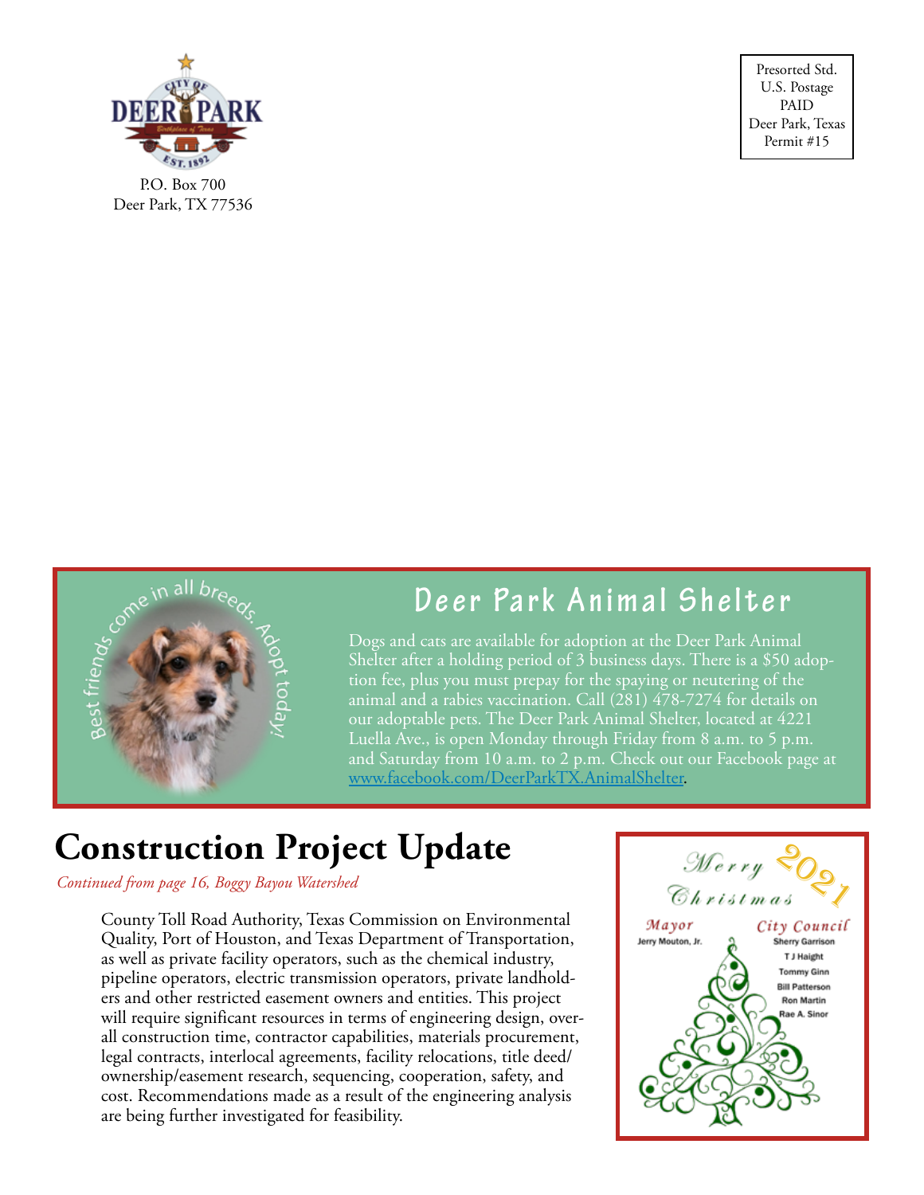CITY OF DEER PARK
Birthplace of Texas
EST. 1892

P.O. Box 700
Deer Park, TX 77536

Presorted Std.
U.S. Postage
PAID
Deer Park, Texas
Permit #15

## Deer Park Animal Shelter

Best friends come in all breeds. Adopt today!

Dogs and cats are available for adoption at the Deer Park Animal Shelter after a holding period of 3 business days. There is a $50 adoption fee, plus you must prepay for the spaying or neutering of the animal and a rabies vaccination. Call (281) 478-7274 for details on our adoptable pets. The Deer Park Animal Shelter, located at 4221 Luella Ave., is open Monday through Friday from 8 a.m. to 5 p.m. and Saturday from 10 a.m. to 2 p.m. Check out our Facebook page at www.facebook.com/DeerParkTX.AnimalShelter.

# Construction Project Update

*Continued from page 16, Boggy Bayou Watershed*

County Toll Road Authority, Texas Commission on Environmental Quality, Port of Houston, and Texas Department of Transportation, as well as private facility operators, such as the chemical industry, pipeline operators, electric transmission operators, private landholders and other restricted easement owners and entities. This project will require significant resources in terms of engineering design, overall construction time, contractor capabilities, materials procurement, legal contracts, interlocal agreements, facility relocations, title deed/ownership/easement research, sequencing, cooperation, safety, and cost. Recommendations made as a result of the engineering analysis are being further investigated for feasibility.

Merry Christmas 2021

**Mayor**
Jerry Mouton, Jr.

**City Council**
Sherry Garrison
T J Haight
Tommy Ginn
Bill Patterson
Ron Martin
Rae A. Sinor